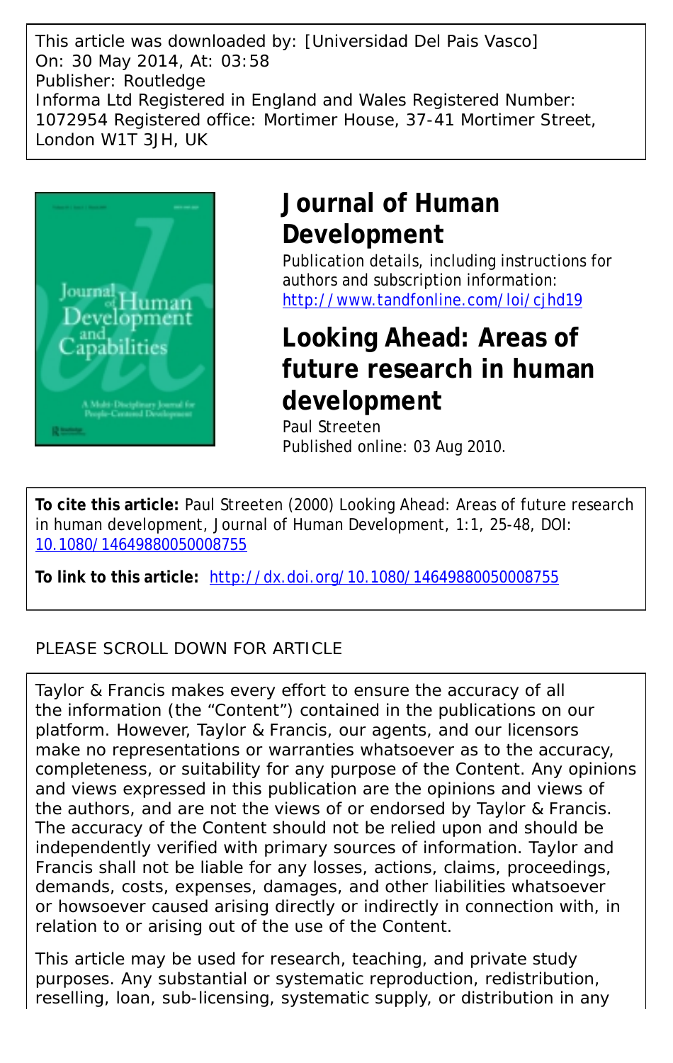This article was downloaded by: [Universidad Del Pais Vasco]
On: 30 May 2014, At: 03:58
Publisher: Routledge
Informa Ltd Registered in England and Wales Registered Number: 1072954 Registered office: Mortimer House, 37-41 Mortimer Street, London W1T 3JH, UK

# Journal of Human Development

Publication details, including instructions for authors and subscription information:
http://www.tandfonline.com/loi/cjhd19

# Looking Ahead: Areas of future research in human development

Paul Streeten

Published online: 03 Aug 2010.

**To cite this article:** Paul Streeten (2000) Looking Ahead: Areas of future research in human development, Journal of Human Development, 1:1, 25-48, DOI: 10.1080/14649880050008755

**To link to this article:** http://dx.doi.org/10.1080/14649880050008755

PLEASE SCROLL DOWN FOR ARTICLE

Taylor & Francis makes every effort to ensure the accuracy of all the information (the "Content") contained in the publications on our platform. However, Taylor & Francis, our agents, and our licensors make no representations or warranties whatsoever as to the accuracy, completeness, or suitability for any purpose of the Content. Any opinions and views expressed in this publication are the opinions and views of the authors, and are not the views of or endorsed by Taylor & Francis. The accuracy of the Content should not be relied upon and should be independently verified with primary sources of information. Taylor and Francis shall not be liable for any losses, actions, claims, proceedings, demands, costs, expenses, damages, and other liabilities whatsoever or howsoever caused arising directly or indirectly in connection with, in relation to or arising out of the use of the Content.

This article may be used for research, teaching, and private study purposes. Any substantial or systematic reproduction, redistribution, reselling, loan, sub-licensing, systematic supply, or distribution in any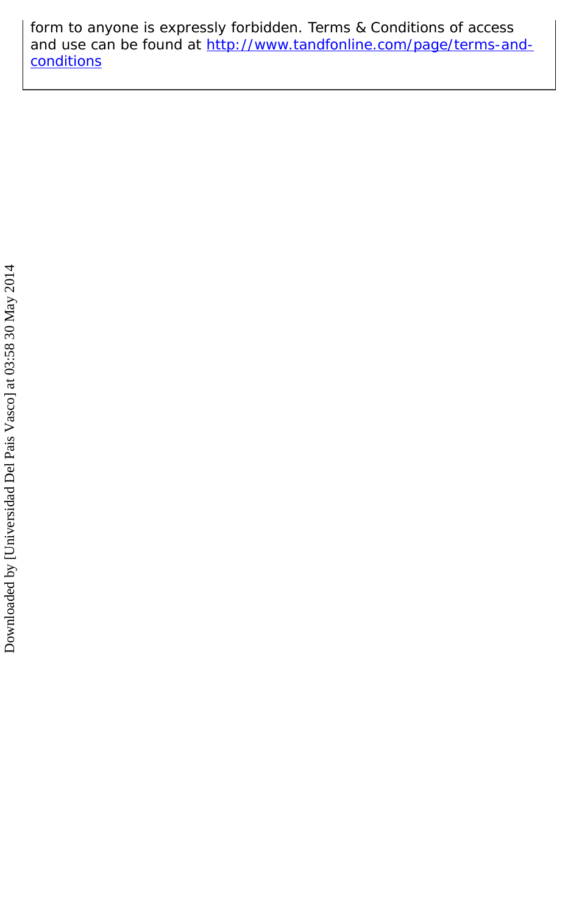form to anyone is expressly forbidden. Terms & Conditions of access and use can be found at http://www.tandfonline.com/page/terms-and-conditions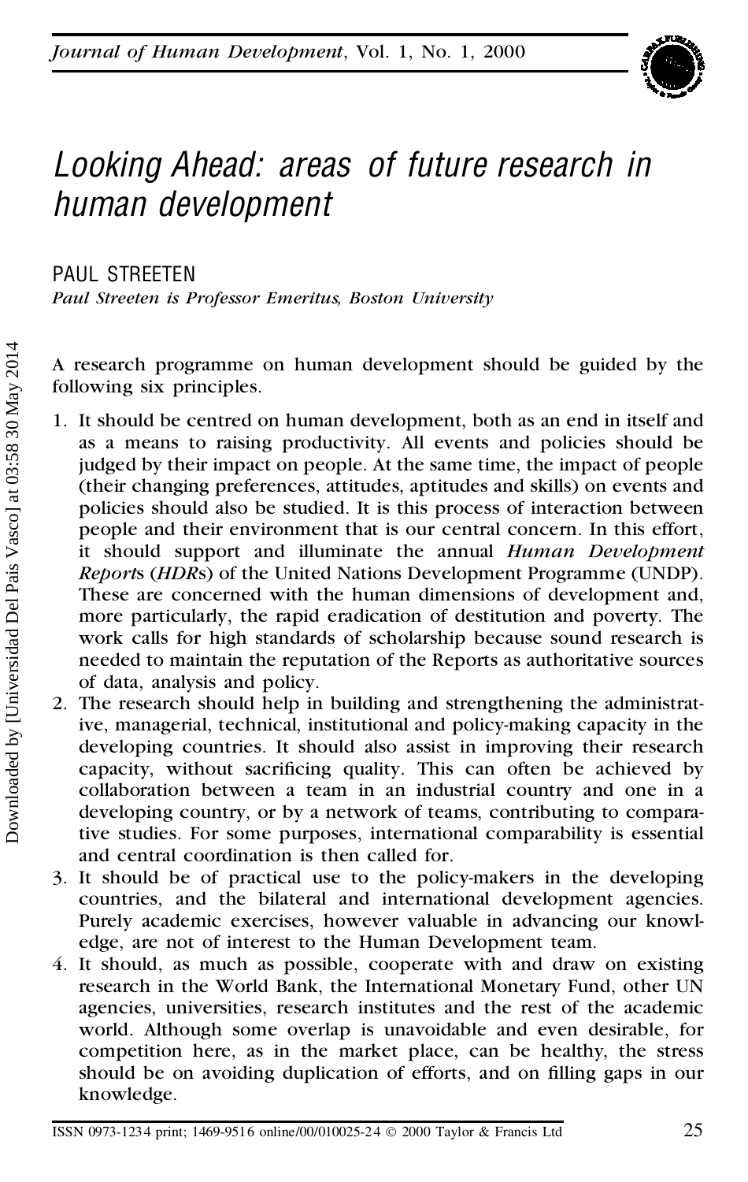# Looking Ahead: areas of future research in human development

PAUL STREETEN

*Paul Streeten is Professor Emeritus, Boston University*

A research programme on human development should be guided by the following six principles.

1. It should be centred on human development, both as an end in itself and as a means to raising productivity. All events and policies should be judged by their impact on people. At the same time, the impact of people (their changing preferences, attitudes, aptitudes and skills) on events and policies should also be studied. It is this process of interaction between people and their environment that is our central concern. In this effort, it should support and illuminate the annual *Human Development Report*s (*HDR*s) of the United Nations Development Programme (UNDP). These are concerned with the human dimensions of development and, more particularly, the rapid eradication of destitution and poverty. The work calls for high standards of scholarship because sound research is needed to maintain the reputation of the Reports as authoritative sources of data, analysis and policy.
2. The research should help in building and strengthening the administrative, managerial, technical, institutional and policy-making capacity in the developing countries. It should also assist in improving their research capacity, without sacrificing quality. This can often be achieved by collaboration between a team in an industrial country and one in a developing country, or by a network of teams, contributing to comparative studies. For some purposes, international comparability is essential and central coordination is then called for.
3. It should be of practical use to the policy-makers in the developing countries, and the bilateral and international development agencies. Purely academic exercises, however valuable in advancing our knowledge, are not of interest to the Human Development team.
4. It should, as much as possible, cooperate with and draw on existing research in the World Bank, the International Monetary Fund, other UN agencies, universities, research institutes and the rest of the academic world. Although some overlap is unavoidable and even desirable, for competition here, as in the market place, can be healthy, the stress should be on avoiding duplication of efforts, and on filling gaps in our knowledge.

ISSN 0973-1234 print; 1469-9516 online/00/010025-24 © 2000 Taylor & Francis Ltd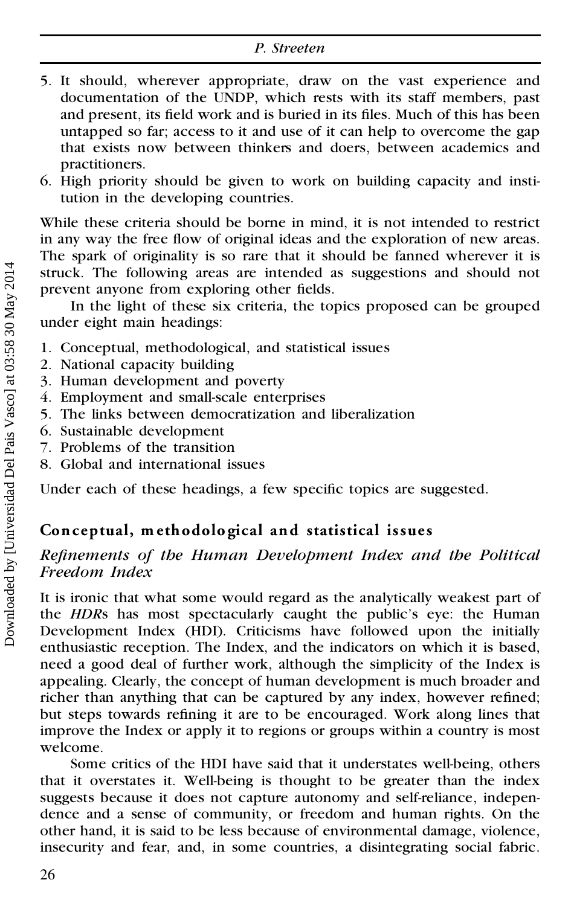5. It should, wherever appropriate, draw on the vast experience and documentation of the UNDP, which rests with its staff members, past and present, its field work and is buried in its files. Much of this has been untapped so far; access to it and use of it can help to overcome the gap that exists now between thinkers and doers, between academics and practitioners.
6. High priority should be given to work on building capacity and institution in the developing countries.

While these criteria should be borne in mind, it is not intended to restrict in any way the free flow of original ideas and the exploration of new areas. The spark of originality is so rare that it should be fanned wherever it is struck. The following areas are intended as suggestions and should not prevent anyone from exploring other fields.

In the light of these six criteria, the topics proposed can be grouped under eight main headings:

1. Conceptual, methodological, and statistical issues
2. National capacity building
3. Human development and poverty
4. Employment and small-scale enterprises
5. The links between democratization and liberalization
6. Sustainable development
7. Problems of the transition
8. Global and international issues

Under each of these headings, a few specific topics are suggested.

## Conceptual, methodological and statistical issues

### *Refinements of the Human Development Index and the Political Freedom Index*

It is ironic that what some would regard as the analytically weakest part of the *HDR*s has most spectacularly caught the public's eye: the Human Development Index (HDI). Criticisms have followed upon the initially enthusiastic reception. The Index, and the indicators on which it is based, need a good deal of further work, although the simplicity of the Index is appealing. Clearly, the concept of human development is much broader and richer than anything that can be captured by any index, however refined; but steps towards refining it are to be encouraged. Work along lines that improve the Index or apply it to regions or groups within a country is most welcome.

Some critics of the HDI have said that it understates well-being, others that it overstates it. Well-being is thought to be greater than the index suggests because it does not capture autonomy and self-reliance, independence and a sense of community, or freedom and human rights. On the other hand, it is said to be less because of environmental damage, violence, insecurity and fear, and, in some countries, a disintegrating social fabric.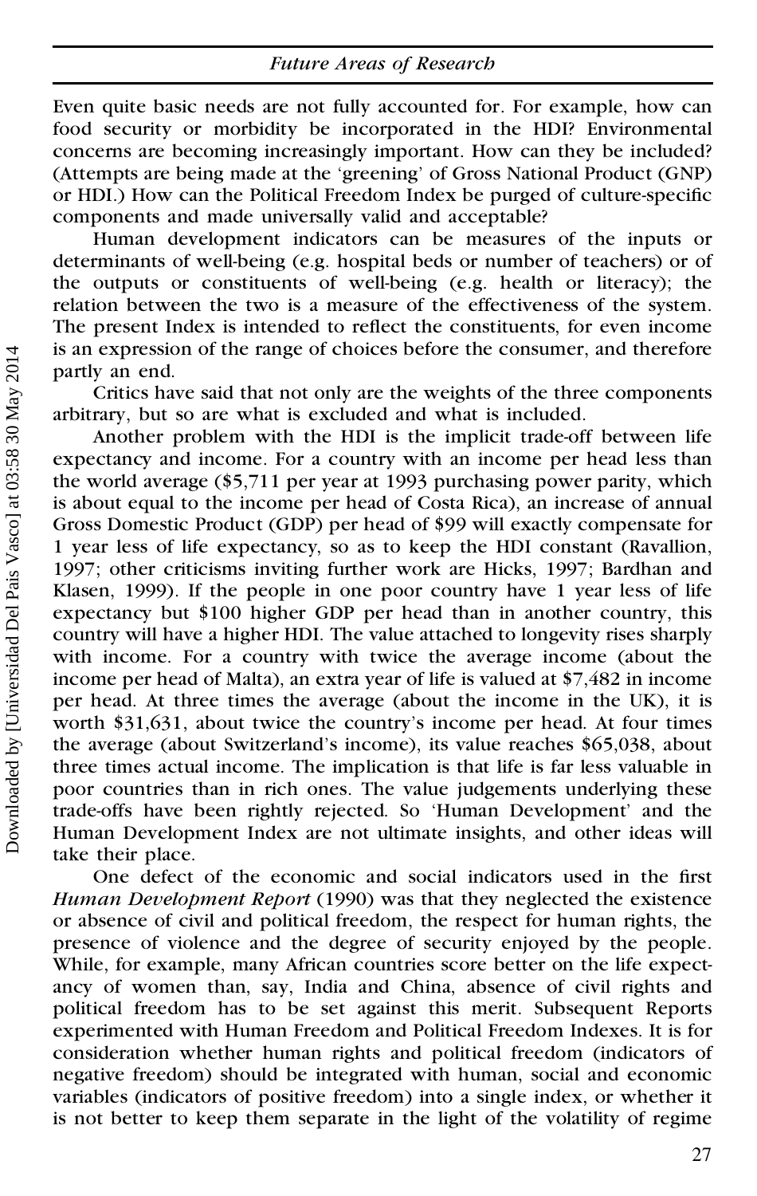Even quite basic needs are not fully accounted for. For example, how can food security or morbidity be incorporated in the HDI? Environmental concerns are becoming increasingly important. How can they be included? (Attempts are being made at the 'greening' of Gross National Product (GNP) or HDI.) How can the Political Freedom Index be purged of culture-specific components and made universally valid and acceptable?

Human development indicators can be measures of the inputs or determinants of well-being (e.g. hospital beds or number of teachers) or of the outputs or constituents of well-being (e.g. health or literacy); the relation between the two is a measure of the effectiveness of the system. The present Index is intended to reflect the constituents, for even income is an expression of the range of choices before the consumer, and therefore partly an end.

Critics have said that not only are the weights of the three components arbitrary, but so are what is excluded and what is included.

Another problem with the HDI is the implicit trade-off between life expectancy and income. For a country with an income per head less than the world average ($5,711 per year at 1993 purchasing power parity, which is about equal to the income per head of Costa Rica), an increase of annual Gross Domestic Product (GDP) per head of $99 will exactly compensate for 1 year less of life expectancy, so as to keep the HDI constant (Ravallion, 1997; other criticisms inviting further work are Hicks, 1997; Bardhan and Klasen, 1999). If the people in one poor country have 1 year less of life expectancy but $100 higher GDP per head than in another country, this country will have a higher HDI. The value attached to longevity rises sharply with income. For a country with twice the average income (about the income per head of Malta), an extra year of life is valued at $7,482 in income per head. At three times the average (about the income in the UK), it is worth $31,631, about twice the country's income per head. At four times the average (about Switzerland's income), its value reaches $65,038, about three times actual income. The implication is that life is far less valuable in poor countries than in rich ones. The value judgements underlying these trade-offs have been rightly rejected. So 'Human Development' and the Human Development Index are not ultimate insights, and other ideas will take their place.

One defect of the economic and social indicators used in the first *Human Development Report* (1990) was that they neglected the existence or absence of civil and political freedom, the respect for human rights, the presence of violence and the degree of security enjoyed by the people. While, for example, many African countries score better on the life expectancy of women than, say, India and China, absence of civil rights and political freedom has to be set against this merit. Subsequent Reports experimented with Human Freedom and Political Freedom Indexes. It is for consideration whether human rights and political freedom (indicators of negative freedom) should be integrated with human, social and economic variables (indicators of positive freedom) into a single index, or whether it is not better to keep them separate in the light of the volatility of regime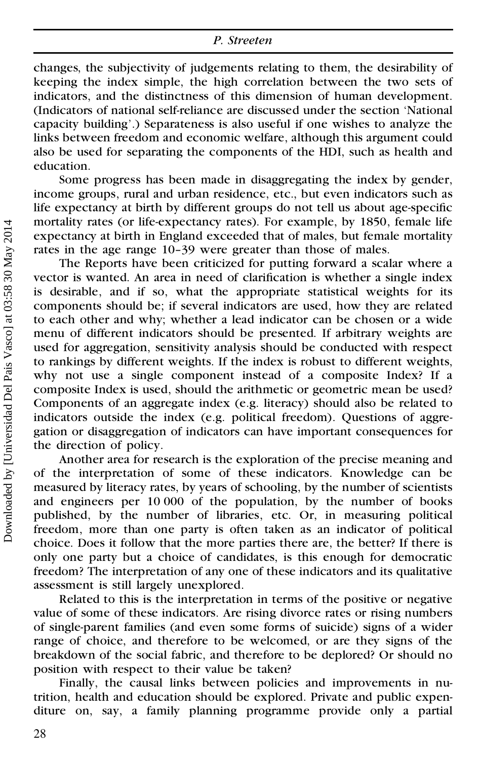changes, the subjectivity of judgements relating to them, the desirability of keeping the index simple, the high correlation between the two sets of indicators, and the distinctness of this dimension of human development. (Indicators of national self-reliance are discussed under the section 'National capacity building'.) Separateness is also useful if one wishes to analyze the links between freedom and economic welfare, although this argument could also be used for separating the components of the HDI, such as health and education.

Some progress has been made in disaggregating the index by gender, income groups, rural and urban residence, etc., but even indicators such as life expectancy at birth by different groups do not tell us about age-specific mortality rates (or life-expectancy rates). For example, by 1850, female life expectancy at birth in England exceeded that of males, but female mortality rates in the age range 10–39 were greater than those of males.

The Reports have been criticized for putting forward a scalar where a vector is wanted. An area in need of clarification is whether a single index is desirable, and if so, what the appropriate statistical weights for its components should be; if several indicators are used, how they are related to each other and why; whether a lead indicator can be chosen or a wide menu of different indicators should be presented. If arbitrary weights are used for aggregation, sensitivity analysis should be conducted with respect to rankings by different weights. If the index is robust to different weights, why not use a single component instead of a composite Index? If a composite Index is used, should the arithmetic or geometric mean be used? Components of an aggregate index (e.g. literacy) should also be related to indicators outside the index (e.g. political freedom). Questions of aggregation or disaggregation of indicators can have important consequences for the direction of policy.

Another area for research is the exploration of the precise meaning and of the interpretation of some of these indicators. Knowledge can be measured by literacy rates, by years of schooling, by the number of scientists and engineers per 10 000 of the population, by the number of books published, by the number of libraries, etc. Or, in measuring political freedom, more than one party is often taken as an indicator of political choice. Does it follow that the more parties there are, the better? If there is only one party but a choice of candidates, is this enough for democratic freedom? The interpretation of any one of these indicators and its qualitative assessment is still largely unexplored.

Related to this is the interpretation in terms of the positive or negative value of some of these indicators. Are rising divorce rates or rising numbers of single-parent families (and even some forms of suicide) signs of a wider range of choice, and therefore to be welcomed, or are they signs of the breakdown of the social fabric, and therefore to be deplored? Or should no position with respect to their value be taken?

Finally, the causal links between policies and improvements in nutrition, health and education should be explored. Private and public expenditure on, say, a family planning programme provide only a partial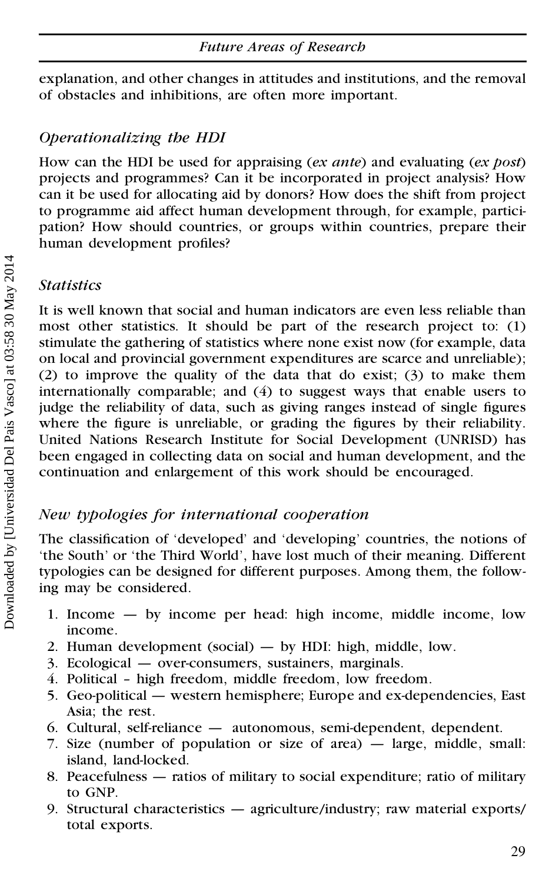explanation, and other changes in attitudes and institutions, and the removal of obstacles and inhibitions, are often more important.

### *Operationalizing the HDI*

How can the HDI be used for appraising (*ex ante*) and evaluating (*ex post*) projects and programmes? Can it be incorporated in project analysis? How can it be used for allocating aid by donors? How does the shift from project to programme aid affect human development through, for example, participation? How should countries, or groups within countries, prepare their human development profiles?

### *Statistics*

It is well known that social and human indicators are even less reliable than most other statistics. It should be part of the research project to: (1) stimulate the gathering of statistics where none exist now (for example, data on local and provincial government expenditures are scarce and unreliable); (2) to improve the quality of the data that do exist; (3) to make them internationally comparable; and (4) to suggest ways that enable users to judge the reliability of data, such as giving ranges instead of single figures where the figure is unreliable, or grading the figures by their reliability. United Nations Research Institute for Social Development (UNRISD) has been engaged in collecting data on social and human development, and the continuation and enlargement of this work should be encouraged.

### *New typologies for international cooperation*

The classification of 'developed' and 'developing' countries, the notions of 'the South' or 'the Third World', have lost much of their meaning. Different typologies can be designed for different purposes. Among them, the following may be considered.

1. Income — by income per head: high income, middle income, low income.
2. Human development (social) — by HDI: high, middle, low.
3. Ecological — over-consumers, sustainers, marginals.
4. Political - high freedom, middle freedom, low freedom.
5. Geo-political — western hemisphere; Europe and ex-dependencies, East Asia; the rest.
6. Cultural, self-reliance — autonomous, semi-dependent, dependent.
7. Size (number of population or size of area) — large, middle, small: island, land-locked.
8. Peacefulness — ratios of military to social expenditure; ratio of military to GNP.
9. Structural characteristics — agriculture/industry; raw material exports/total exports.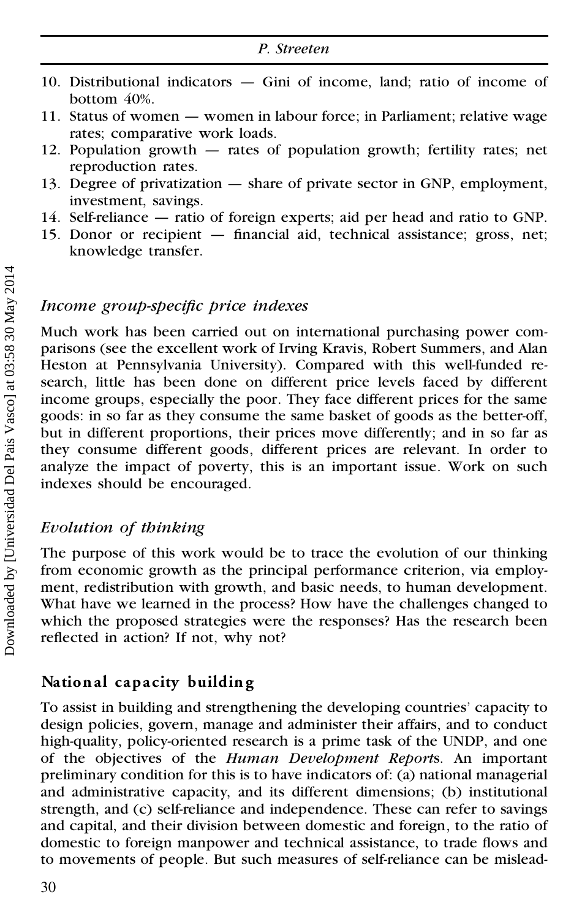10. Distributional indicators — Gini of income, land; ratio of income of bottom 40%.
11. Status of women — women in labour force; in Parliament; relative wage rates; comparative work loads.
12. Population growth — rates of population growth; fertility rates; net reproduction rates.
13. Degree of privatization — share of private sector in GNP, employment, investment, savings.
14. Self-reliance — ratio of foreign experts; aid per head and ratio to GNP.
15. Donor or recipient — financial aid, technical assistance; gross, net; knowledge transfer.

### *Income group-specific price indexes*

Much work has been carried out on international purchasing power comparisons (see the excellent work of Irving Kravis, Robert Summers, and Alan Heston at Pennsylvania University). Compared with this well-funded research, little has been done on different price levels faced by different income groups, especially the poor. They face different prices for the same goods: in so far as they consume the same basket of goods as the better-off, but in different proportions, their prices move differently; and in so far as they consume different goods, different prices are relevant. In order to analyze the impact of poverty, this is an important issue. Work on such indexes should be encouraged.

### *Evolution of thinking*

The purpose of this work would be to trace the evolution of our thinking from economic growth as the principal performance criterion, via employment, redistribution with growth, and basic needs, to human development. What have we learned in the process? How have the challenges changed to which the proposed strategies were the responses? Has the research been reflected in action? If not, why not?

## National capacity building

To assist in building and strengthening the developing countries' capacity to design policies, govern, manage and administer their affairs, and to conduct high-quality, policy-oriented research is a prime task of the UNDP, and one of the objectives of the *Human Development Report*s. An important preliminary condition for this is to have indicators of: (a) national managerial and administrative capacity, and its different dimensions; (b) institutional strength, and (c) self-reliance and independence. These can refer to savings and capital, and their division between domestic and foreign, to the ratio of domestic to foreign manpower and technical assistance, to trade flows and to movements of people. But such measures of self-reliance can be mislead-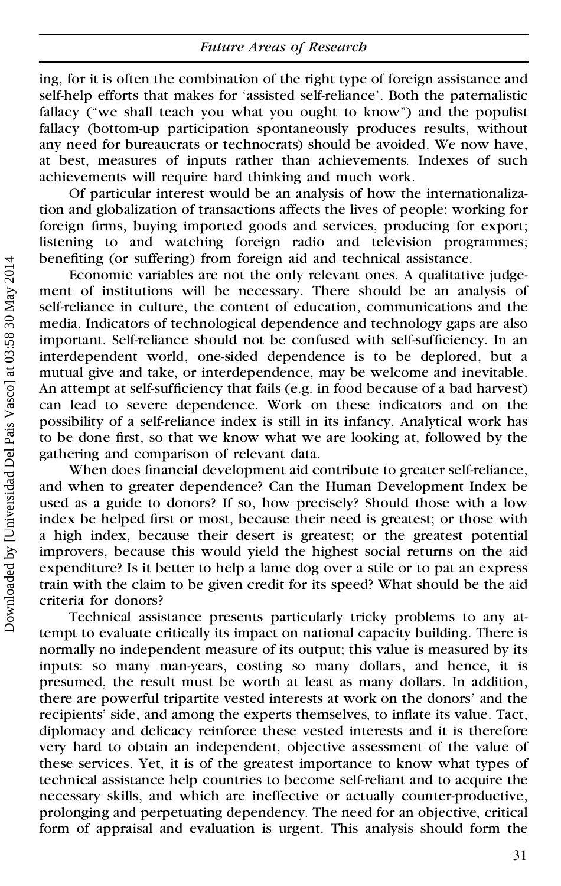ing, for it is often the combination of the right type of foreign assistance and self-help efforts that makes for 'assisted self-reliance'. Both the paternalistic fallacy ("we shall teach you what you ought to know") and the populist fallacy (bottom-up participation spontaneously produces results, without any need for bureaucrats or technocrats) should be avoided. We now have, at best, measures of inputs rather than achievements. Indexes of such achievements will require hard thinking and much work.

Of particular interest would be an analysis of how the internationalization and globalization of transactions affects the lives of people: working for foreign firms, buying imported goods and services, producing for export; listening to and watching foreign radio and television programmes; benefiting (or suffering) from foreign aid and technical assistance.

Economic variables are not the only relevant ones. A qualitative judgement of institutions will be necessary. There should be an analysis of self-reliance in culture, the content of education, communications and the media. Indicators of technological dependence and technology gaps are also important. Self-reliance should not be confused with self-sufficiency. In an interdependent world, one-sided dependence is to be deplored, but a mutual give and take, or interdependence, may be welcome and inevitable. An attempt at self-sufficiency that fails (e.g. in food because of a bad harvest) can lead to severe dependence. Work on these indicators and on the possibility of a self-reliance index is still in its infancy. Analytical work has to be done first, so that we know what we are looking at, followed by the gathering and comparison of relevant data.

When does financial development aid contribute to greater self-reliance, and when to greater dependence? Can the Human Development Index be used as a guide to donors? If so, how precisely? Should those with a low index be helped first or most, because their need is greatest; or those with a high index, because their desert is greatest; or the greatest potential improvers, because this would yield the highest social returns on the aid expenditure? Is it better to help a lame dog over a stile or to pat an express train with the claim to be given credit for its speed? What should be the aid criteria for donors?

Technical assistance presents particularly tricky problems to any attempt to evaluate critically its impact on national capacity building. There is normally no independent measure of its output; this value is measured by its inputs: so many man-years, costing so many dollars, and hence, it is presumed, the result must be worth at least as many dollars. In addition, there are powerful tripartite vested interests at work on the donors' and the recipients' side, and among the experts themselves, to inflate its value. Tact, diplomacy and delicacy reinforce these vested interests and it is therefore very hard to obtain an independent, objective assessment of the value of these services. Yet, it is of the greatest importance to know what types of technical assistance help countries to become self-reliant and to acquire the necessary skills, and which are ineffective or actually counter-productive, prolonging and perpetuating dependency. The need for an objective, critical form of appraisal and evaluation is urgent. This analysis should form the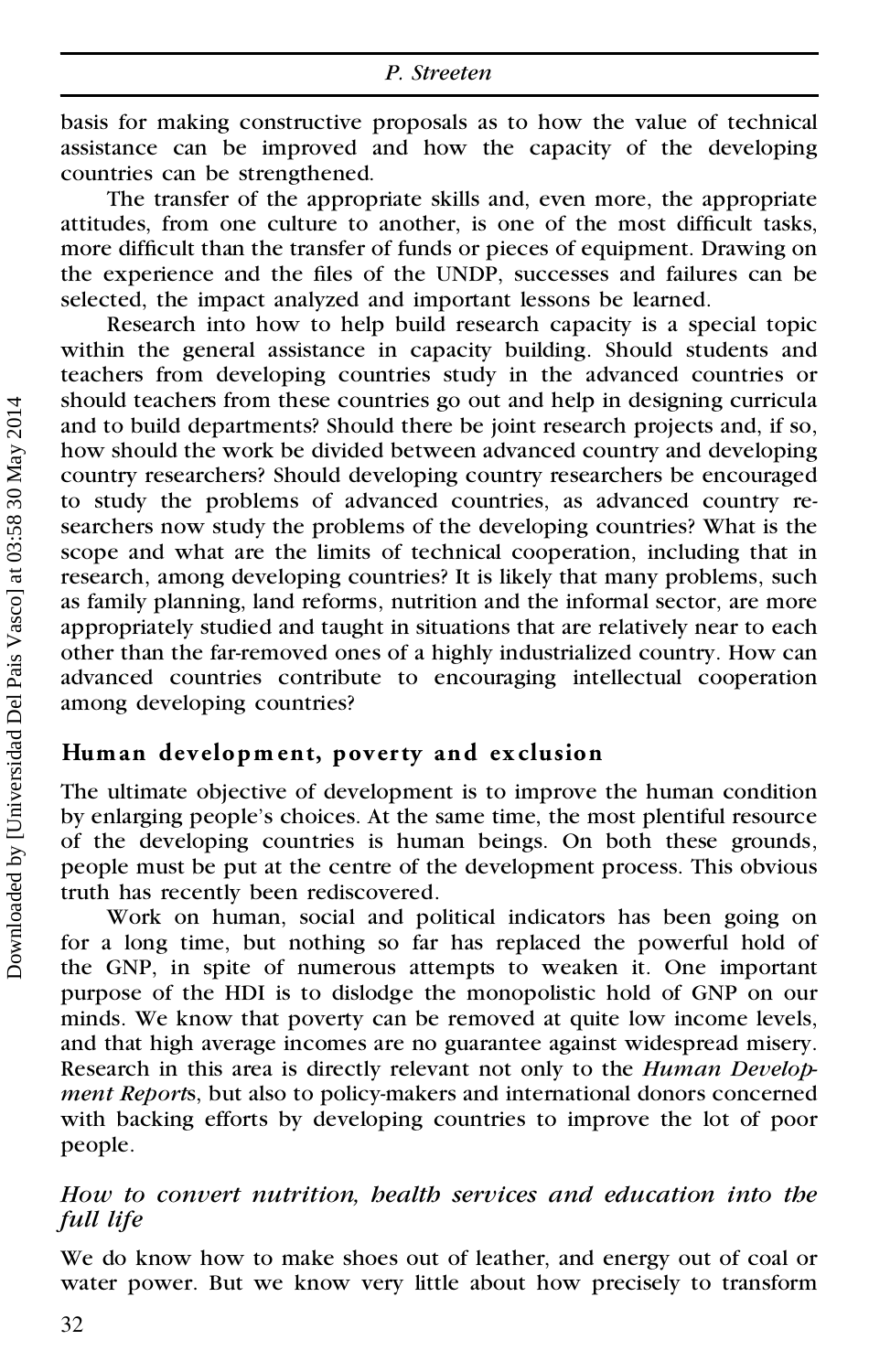basis for making constructive proposals as to how the value of technical assistance can be improved and how the capacity of the developing countries can be strengthened.

The transfer of the appropriate skills and, even more, the appropriate attitudes, from one culture to another, is one of the most difficult tasks, more difficult than the transfer of funds or pieces of equipment. Drawing on the experience and the files of the UNDP, successes and failures can be selected, the impact analyzed and important lessons be learned.

Research into how to help build research capacity is a special topic within the general assistance in capacity building. Should students and teachers from developing countries study in the advanced countries or should teachers from these countries go out and help in designing curricula and to build departments? Should there be joint research projects and, if so, how should the work be divided between advanced country and developing country researchers? Should developing country researchers be encouraged to study the problems of advanced countries, as advanced country researchers now study the problems of the developing countries? What is the scope and what are the limits of technical cooperation, including that in research, among developing countries? It is likely that many problems, such as family planning, land reforms, nutrition and the informal sector, are more appropriately studied and taught in situations that are relatively near to each other than the far-removed ones of a highly industrialized country. How can advanced countries contribute to encouraging intellectual cooperation among developing countries?

## Human development, poverty and exclusion

The ultimate objective of development is to improve the human condition by enlarging people's choices. At the same time, the most plentiful resource of the developing countries is human beings. On both these grounds, people must be put at the centre of the development process. This obvious truth has recently been rediscovered.

Work on human, social and political indicators has been going on for a long time, but nothing so far has replaced the powerful hold of the GNP, in spite of numerous attempts to weaken it. One important purpose of the HDI is to dislodge the monopolistic hold of GNP on our minds. We know that poverty can be removed at quite low income levels, and that high average incomes are no guarantee against widespread misery. Research in this area is directly relevant not only to the *Human Development Reports*, but also to policy-makers and international donors concerned with backing efforts by developing countries to improve the lot of poor people.

### *How to convert nutrition, health services and education into the full life*

We do know how to make shoes out of leather, and energy out of coal or water power. But we know very little about how precisely to transform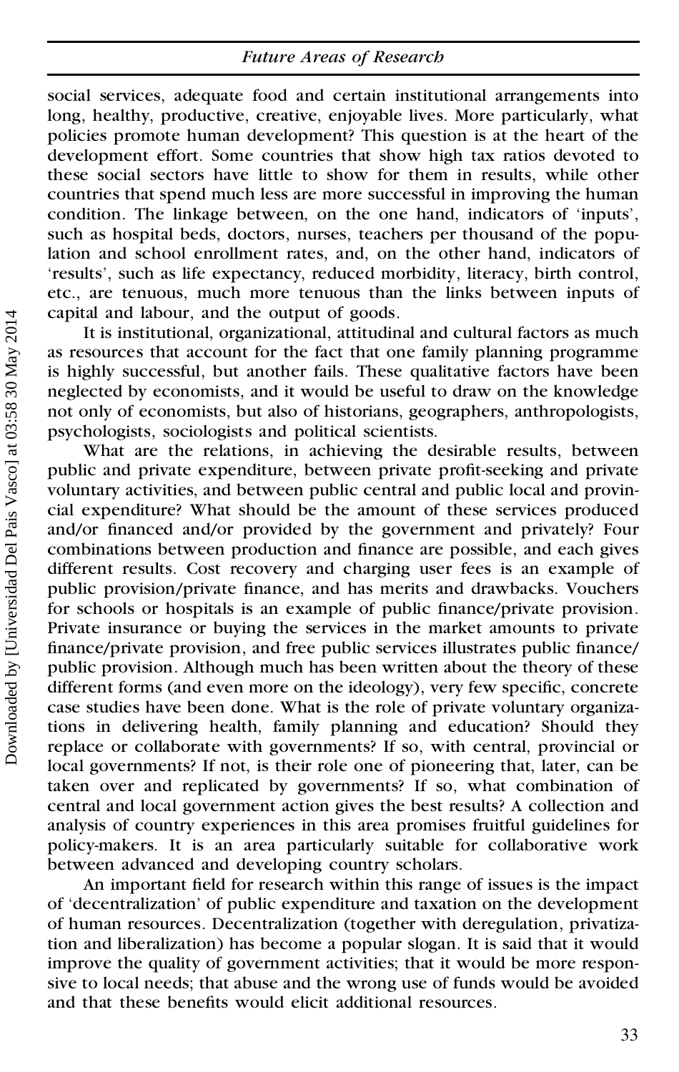social services, adequate food and certain institutional arrangements into long, healthy, productive, creative, enjoyable lives. More particularly, what policies promote human development? This question is at the heart of the development effort. Some countries that show high tax ratios devoted to these social sectors have little to show for them in results, while other countries that spend much less are more successful in improving the human condition. The linkage between, on the one hand, indicators of 'inputs', such as hospital beds, doctors, nurses, teachers per thousand of the population and school enrollment rates, and, on the other hand, indicators of 'results', such as life expectancy, reduced morbidity, literacy, birth control, etc., are tenuous, much more tenuous than the links between inputs of capital and labour, and the output of goods.

It is institutional, organizational, attitudinal and cultural factors as much as resources that account for the fact that one family planning programme is highly successful, but another fails. These qualitative factors have been neglected by economists, and it would be useful to draw on the knowledge not only of economists, but also of historians, geographers, anthropologists, psychologists, sociologists and political scientists.

What are the relations, in achieving the desirable results, between public and private expenditure, between private profit-seeking and private voluntary activities, and between public central and public local and provincial expenditure? What should be the amount of these services produced and/or financed and/or provided by the government and privately? Four combinations between production and finance are possible, and each gives different results. Cost recovery and charging user fees is an example of public provision/private finance, and has merits and drawbacks. Vouchers for schools or hospitals is an example of public finance/private provision. Private insurance or buying the services in the market amounts to private finance/private provision, and free public services illustrates public finance/public provision. Although much has been written about the theory of these different forms (and even more on the ideology), very few specific, concrete case studies have been done. What is the role of private voluntary organizations in delivering health, family planning and education? Should they replace or collaborate with governments? If so, with central, provincial or local governments? If not, is their role one of pioneering that, later, can be taken over and replicated by governments? If so, what combination of central and local government action gives the best results? A collection and analysis of country experiences in this area promises fruitful guidelines for policy-makers. It is an area particularly suitable for collaborative work between advanced and developing country scholars.

An important field for research within this range of issues is the impact of 'decentralization' of public expenditure and taxation on the development of human resources. Decentralization (together with deregulation, privatization and liberalization) has become a popular slogan. It is said that it would improve the quality of government activities; that it would be more responsive to local needs; that abuse and the wrong use of funds would be avoided and that these benefits would elicit additional resources.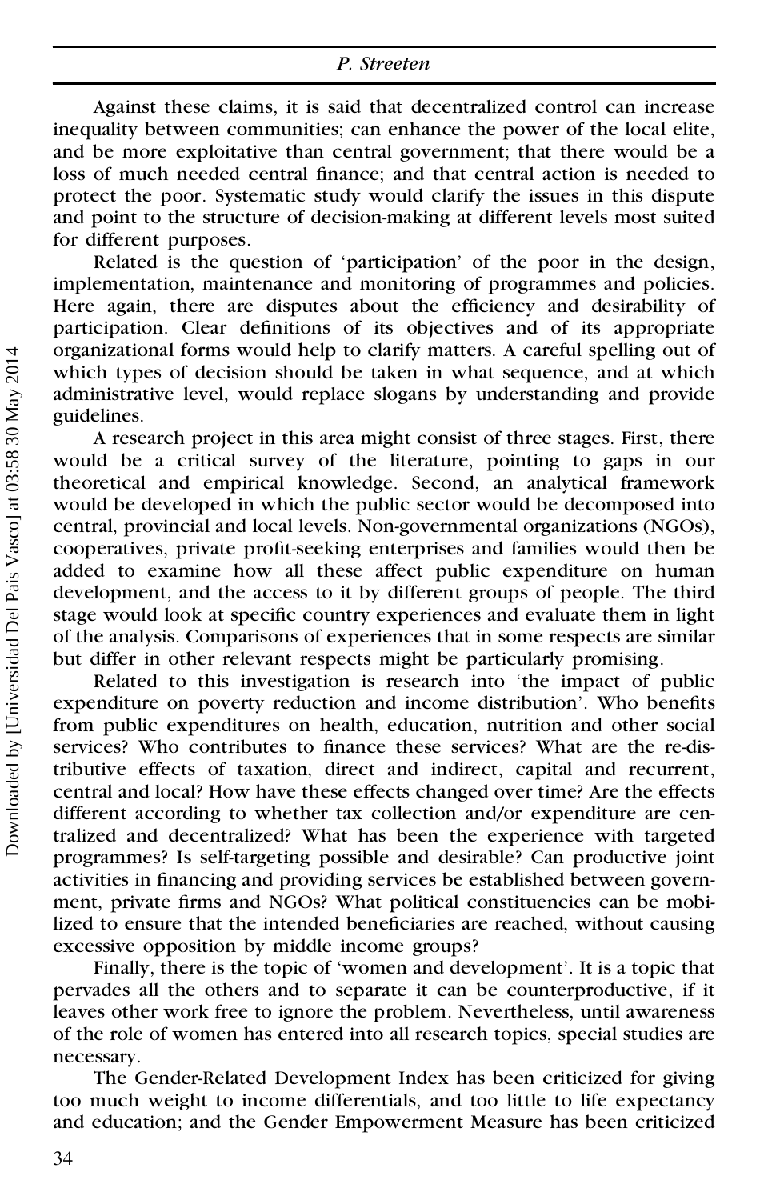Against these claims, it is said that decentralized control can increase inequality between communities; can enhance the power of the local elite, and be more exploitative than central government; that there would be a loss of much needed central finance; and that central action is needed to protect the poor. Systematic study would clarify the issues in this dispute and point to the structure of decision-making at different levels most suited for different purposes.

Related is the question of 'participation' of the poor in the design, implementation, maintenance and monitoring of programmes and policies. Here again, there are disputes about the efficiency and desirability of participation. Clear definitions of its objectives and of its appropriate organizational forms would help to clarify matters. A careful spelling out of which types of decision should be taken in what sequence, and at which administrative level, would replace slogans by understanding and provide guidelines.

A research project in this area might consist of three stages. First, there would be a critical survey of the literature, pointing to gaps in our theoretical and empirical knowledge. Second, an analytical framework would be developed in which the public sector would be decomposed into central, provincial and local levels. Non-governmental organizations (NGOs), cooperatives, private profit-seeking enterprises and families would then be added to examine how all these affect public expenditure on human development, and the access to it by different groups of people. The third stage would look at specific country experiences and evaluate them in light of the analysis. Comparisons of experiences that in some respects are similar but differ in other relevant respects might be particularly promising.

Related to this investigation is research into 'the impact of public expenditure on poverty reduction and income distribution'. Who benefits from public expenditures on health, education, nutrition and other social services? Who contributes to finance these services? What are the re-distributive effects of taxation, direct and indirect, capital and recurrent, central and local? How have these effects changed over time? Are the effects different according to whether tax collection and/or expenditure are centralized and decentralized? What has been the experience with targeted programmes? Is self-targeting possible and desirable? Can productive joint activities in financing and providing services be established between government, private firms and NGOs? What political constituencies can be mobilized to ensure that the intended beneficiaries are reached, without causing excessive opposition by middle income groups?

Finally, there is the topic of 'women and development'. It is a topic that pervades all the others and to separate it can be counterproductive, if it leaves other work free to ignore the problem. Nevertheless, until awareness of the role of women has entered into all research topics, special studies are necessary.

The Gender-Related Development Index has been criticized for giving too much weight to income differentials, and too little to life expectancy and education; and the Gender Empowerment Measure has been criticized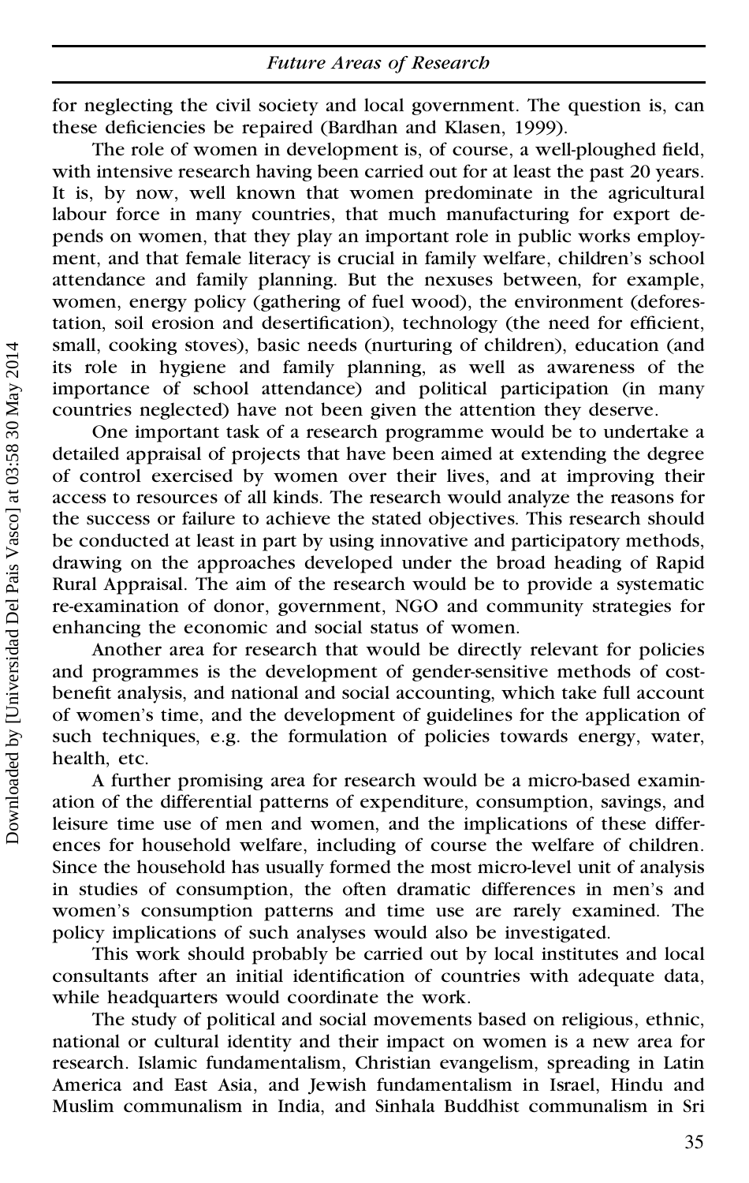for neglecting the civil society and local government. The question is, can these deficiencies be repaired (Bardhan and Klasen, 1999).

The role of women in development is, of course, a well-ploughed field, with intensive research having been carried out for at least the past 20 years. It is, by now, well known that women predominate in the agricultural labour force in many countries, that much manufacturing for export depends on women, that they play an important role in public works employment, and that female literacy is crucial in family welfare, children's school attendance and family planning. But the nexuses between, for example, women, energy policy (gathering of fuel wood), the environment (deforestation, soil erosion and desertification), technology (the need for efficient, small, cooking stoves), basic needs (nurturing of children), education (and its role in hygiene and family planning, as well as awareness of the importance of school attendance) and political participation (in many countries neglected) have not been given the attention they deserve.

One important task of a research programme would be to undertake a detailed appraisal of projects that have been aimed at extending the degree of control exercised by women over their lives, and at improving their access to resources of all kinds. The research would analyze the reasons for the success or failure to achieve the stated objectives. This research should be conducted at least in part by using innovative and participatory methods, drawing on the approaches developed under the broad heading of Rapid Rural Appraisal. The aim of the research would be to provide a systematic re-examination of donor, government, NGO and community strategies for enhancing the economic and social status of women.

Another area for research that would be directly relevant for policies and programmes is the development of gender-sensitive methods of cost-benefit analysis, and national and social accounting, which take full account of women's time, and the development of guidelines for the application of such techniques, e.g. the formulation of policies towards energy, water, health, etc.

A further promising area for research would be a micro-based examination of the differential patterns of expenditure, consumption, savings, and leisure time use of men and women, and the implications of these differences for household welfare, including of course the welfare of children. Since the household has usually formed the most micro-level unit of analysis in studies of consumption, the often dramatic differences in men's and women's consumption patterns and time use are rarely examined. The policy implications of such analyses would also be investigated.

This work should probably be carried out by local institutes and local consultants after an initial identification of countries with adequate data, while headquarters would coordinate the work.

The study of political and social movements based on religious, ethnic, national or cultural identity and their impact on women is a new area for research. Islamic fundamentalism, Christian evangelism, spreading in Latin America and East Asia, and Jewish fundamentalism in Israel, Hindu and Muslim communalism in India, and Sinhala Buddhist communalism in Sri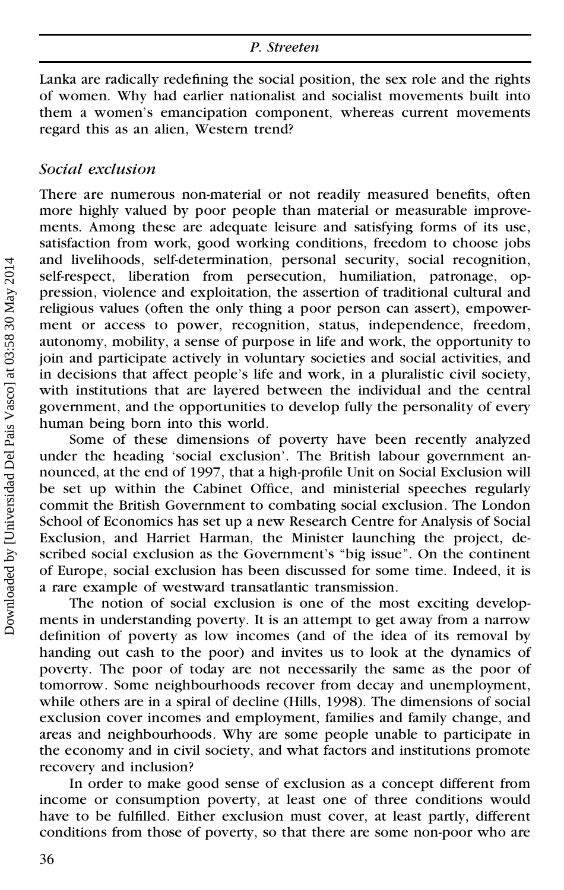Lanka are radically redefining the social position, the sex role and the rights of women. Why had earlier nationalist and socialist movements built into them a women's emancipation component, whereas current movements regard this as an alien, Western trend?

### *Social exclusion*

There are numerous non-material or not readily measured benefits, often more highly valued by poor people than material or measurable improvements. Among these are adequate leisure and satisfying forms of its use, satisfaction from work, good working conditions, freedom to choose jobs and livelihoods, self-determination, personal security, social recognition, self-respect, liberation from persecution, humiliation, patronage, oppression, violence and exploitation, the assertion of traditional cultural and religious values (often the only thing a poor person can assert), empowerment or access to power, recognition, status, independence, freedom, autonomy, mobility, a sense of purpose in life and work, the opportunity to join and participate actively in voluntary societies and social activities, and in decisions that affect people's life and work, in a pluralistic civil society, with institutions that are layered between the individual and the central government, and the opportunities to develop fully the personality of every human being born into this world.

Some of these dimensions of poverty have been recently analyzed under the heading 'social exclusion'. The British labour government announced, at the end of 1997, that a high-profile Unit on Social Exclusion will be set up within the Cabinet Office, and ministerial speeches regularly commit the British Government to combating social exclusion. The London School of Economics has set up a new Research Centre for Analysis of Social Exclusion, and Harriet Harman, the Minister launching the project, described social exclusion as the Government's "big issue". On the continent of Europe, social exclusion has been discussed for some time. Indeed, it is a rare example of westward transatlantic transmission.

The notion of social exclusion is one of the most exciting developments in understanding poverty. It is an attempt to get away from a narrow definition of poverty as low incomes (and of the idea of its removal by handing out cash to the poor) and invites us to look at the dynamics of poverty. The poor of today are not necessarily the same as the poor of tomorrow. Some neighbourhoods recover from decay and unemployment, while others are in a spiral of decline (Hills, 1998). The dimensions of social exclusion cover incomes and employment, families and family change, and areas and neighbourhoods. Why are some people unable to participate in the economy and in civil society, and what factors and institutions promote recovery and inclusion?

In order to make good sense of exclusion as a concept different from income or consumption poverty, at least one of three conditions would have to be fulfilled. Either exclusion must cover, at least partly, different conditions from those of poverty, so that there are some non-poor who are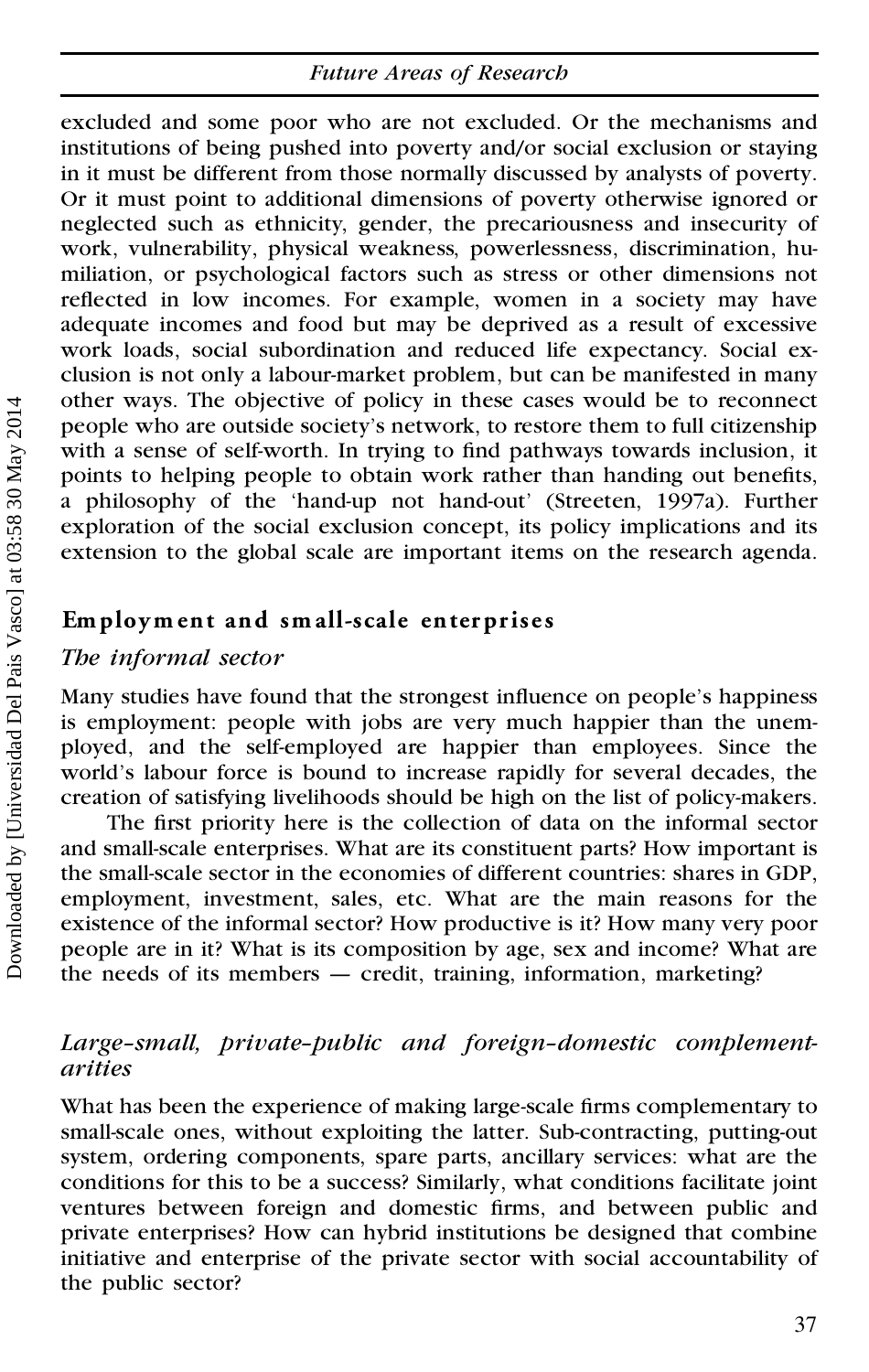excluded and some poor who are not excluded. Or the mechanisms and institutions of being pushed into poverty and/or social exclusion or staying in it must be different from those normally discussed by analysts of poverty. Or it must point to additional dimensions of poverty otherwise ignored or neglected such as ethnicity, gender, the precariousness and insecurity of work, vulnerability, physical weakness, powerlessness, discrimination, humiliation, or psychological factors such as stress or other dimensions not reflected in low incomes. For example, women in a society may have adequate incomes and food but may be deprived as a result of excessive work loads, social subordination and reduced life expectancy. Social exclusion is not only a labour-market problem, but can be manifested in many other ways. The objective of policy in these cases would be to reconnect people who are outside society's network, to restore them to full citizenship with a sense of self-worth. In trying to find pathways towards inclusion, it points to helping people to obtain work rather than handing out benefits, a philosophy of the 'hand-up not hand-out' (Streeten, 1997a). Further exploration of the social exclusion concept, its policy implications and its extension to the global scale are important items on the research agenda.

## Employment and small-scale enterprises

### *The informal sector*

Many studies have found that the strongest influence on people's happiness is employment: people with jobs are very much happier than the unemployed, and the self-employed are happier than employees. Since the world's labour force is bound to increase rapidly for several decades, the creation of satisfying livelihoods should be high on the list of policy-makers.

The first priority here is the collection of data on the informal sector and small-scale enterprises. What are its constituent parts? How important is the small-scale sector in the economies of different countries: shares in GDP, employment, investment, sales, etc. What are the main reasons for the existence of the informal sector? How productive is it? How many very poor people are in it? What is its composition by age, sex and income? What are the needs of its members — credit, training, information, marketing?

### *Large–small, private–public and foreign–domestic complementarities*

What has been the experience of making large-scale firms complementary to small-scale ones, without exploiting the latter. Sub-contracting, putting-out system, ordering components, spare parts, ancillary services: what are the conditions for this to be a success? Similarly, what conditions facilitate joint ventures between foreign and domestic firms, and between public and private enterprises? How can hybrid institutions be designed that combine initiative and enterprise of the private sector with social accountability of the public sector?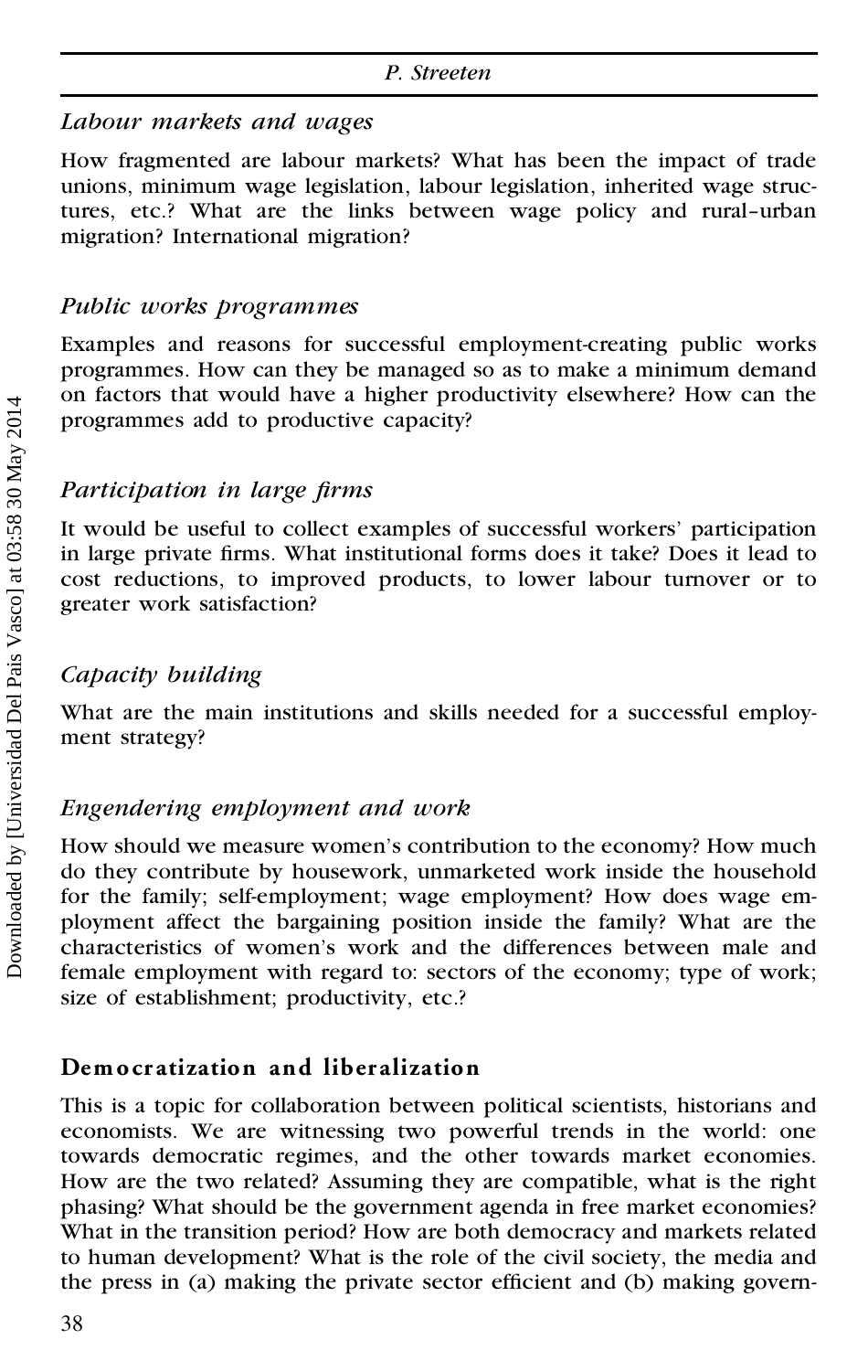### *Labour markets and wages*

How fragmented are labour markets? What has been the impact of trade unions, minimum wage legislation, labour legislation, inherited wage structures, etc.? What are the links between wage policy and rural–urban migration? International migration?

### *Public works programmes*

Examples and reasons for successful employment-creating public works programmes. How can they be managed so as to make a minimum demand on factors that would have a higher productivity elsewhere? How can the programmes add to productive capacity?

### *Participation in large firms*

It would be useful to collect examples of successful workers' participation in large private firms. What institutional forms does it take? Does it lead to cost reductions, to improved products, to lower labour turnover or to greater work satisfaction?

### *Capacity building*

What are the main institutions and skills needed for a successful employment strategy?

### *Engendering employment and work*

How should we measure women's contribution to the economy? How much do they contribute by housework, unmarketed work inside the household for the family; self-employment; wage employment? How does wage employment affect the bargaining position inside the family? What are the characteristics of women's work and the differences between male and female employment with regard to: sectors of the economy; type of work; size of establishment; productivity, etc.?

## **Democratization and liberalization**

This is a topic for collaboration between political scientists, historians and economists. We are witnessing two powerful trends in the world: one towards democratic regimes, and the other towards market economies. How are the two related? Assuming they are compatible, what is the right phasing? What should be the government agenda in free market economies? What in the transition period? How are both democracy and markets related to human development? What is the role of the civil society, the media and the press in (a) making the private sector efficient and (b) making govern-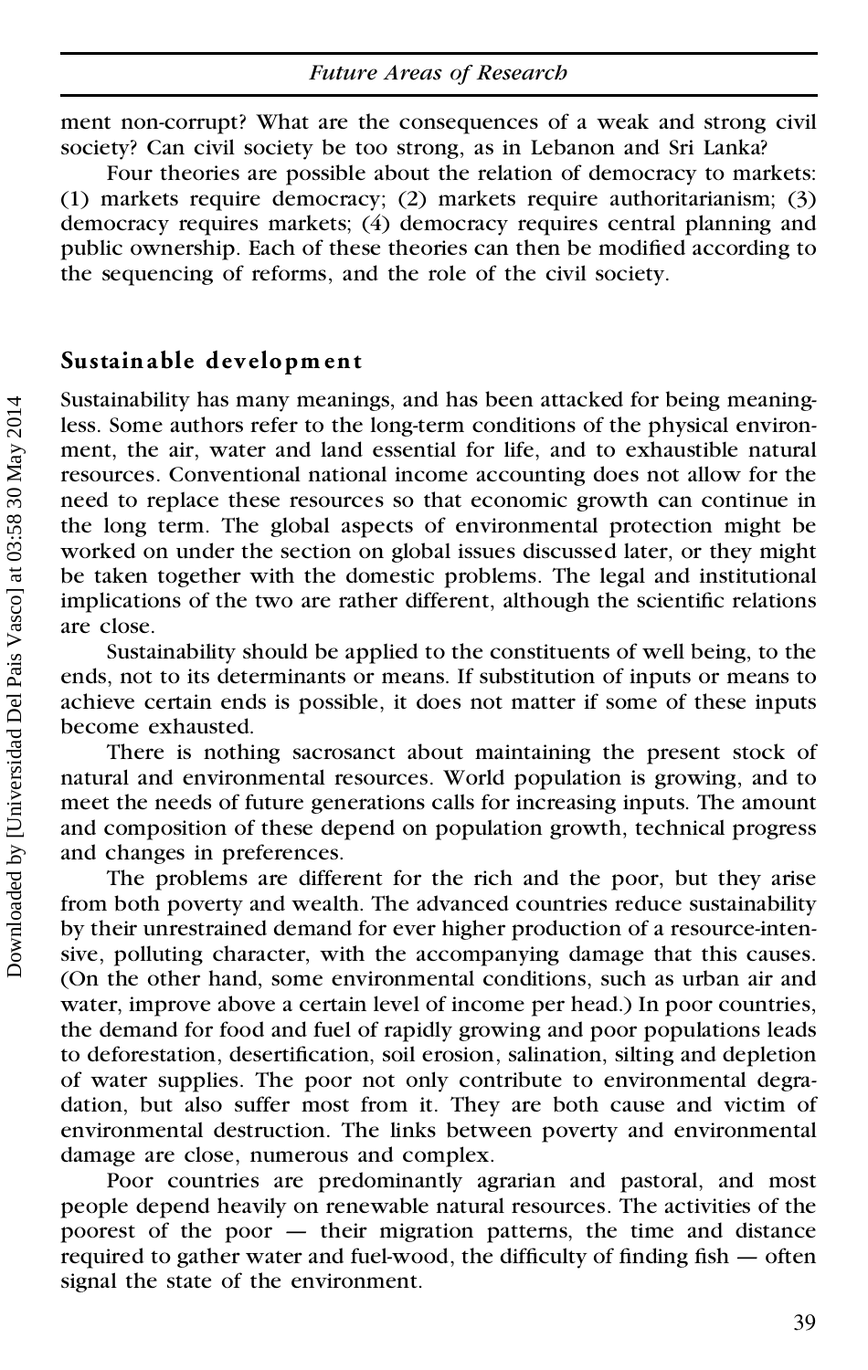ment non-corrupt? What are the consequences of a weak and strong civil society? Can civil society be too strong, as in Lebanon and Sri Lanka?

Four theories are possible about the relation of democracy to markets: (1) markets require democracy; (2) markets require authoritarianism; (3) democracy requires markets; (4) democracy requires central planning and public ownership. Each of these theories can then be modified according to the sequencing of reforms, and the role of the civil society.

## Sustainable development

Sustainability has many meanings, and has been attacked for being meaningless. Some authors refer to the long-term conditions of the physical environment, the air, water and land essential for life, and to exhaustible natural resources. Conventional national income accounting does not allow for the need to replace these resources so that economic growth can continue in the long term. The global aspects of environmental protection might be worked on under the section on global issues discussed later, or they might be taken together with the domestic problems. The legal and institutional implications of the two are rather different, although the scientific relations are close.

Sustainability should be applied to the constituents of well being, to the ends, not to its determinants or means. If substitution of inputs or means to achieve certain ends is possible, it does not matter if some of these inputs become exhausted.

There is nothing sacrosanct about maintaining the present stock of natural and environmental resources. World population is growing, and to meet the needs of future generations calls for increasing inputs. The amount and composition of these depend on population growth, technical progress and changes in preferences.

The problems are different for the rich and the poor, but they arise from both poverty and wealth. The advanced countries reduce sustainability by their unrestrained demand for ever higher production of a resource-intensive, polluting character, with the accompanying damage that this causes. (On the other hand, some environmental conditions, such as urban air and water, improve above a certain level of income per head.) In poor countries, the demand for food and fuel of rapidly growing and poor populations leads to deforestation, desertification, soil erosion, salination, silting and depletion of water supplies. The poor not only contribute to environmental degradation, but also suffer most from it. They are both cause and victim of environmental destruction. The links between poverty and environmental damage are close, numerous and complex.

Poor countries are predominantly agrarian and pastoral, and most people depend heavily on renewable natural resources. The activities of the poorest of the poor — their migration patterns, the time and distance required to gather water and fuel-wood, the difficulty of finding fish — often signal the state of the environment.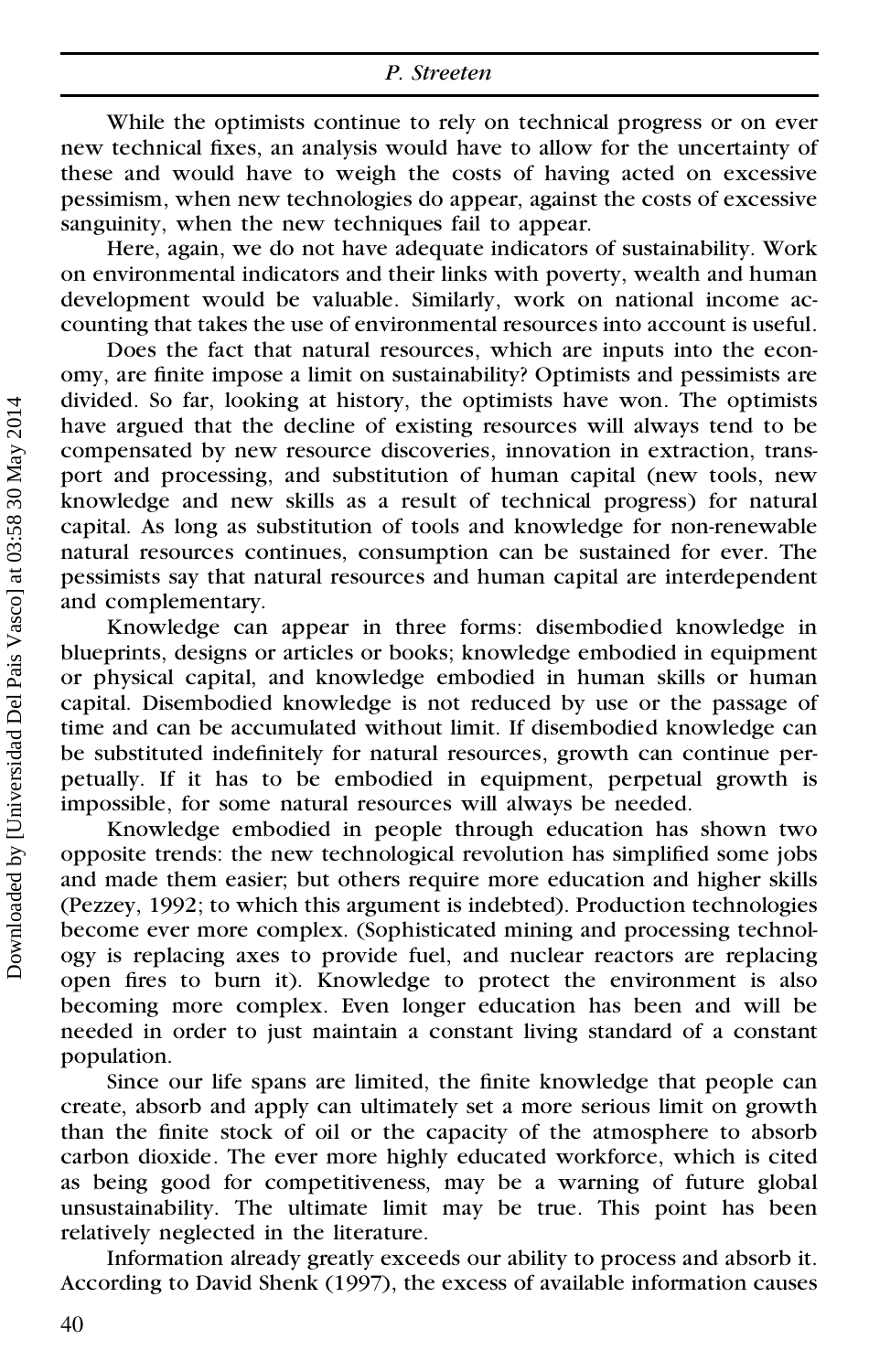While the optimists continue to rely on technical progress or on ever new technical fixes, an analysis would have to allow for the uncertainty of these and would have to weigh the costs of having acted on excessive pessimism, when new technologies do appear, against the costs of excessive sanguinity, when the new techniques fail to appear.

Here, again, we do not have adequate indicators of sustainability. Work on environmental indicators and their links with poverty, wealth and human development would be valuable. Similarly, work on national income accounting that takes the use of environmental resources into account is useful.

Does the fact that natural resources, which are inputs into the economy, are finite impose a limit on sustainability? Optimists and pessimists are divided. So far, looking at history, the optimists have won. The optimists have argued that the decline of existing resources will always tend to be compensated by new resource discoveries, innovation in extraction, transport and processing, and substitution of human capital (new tools, new knowledge and new skills as a result of technical progress) for natural capital. As long as substitution of tools and knowledge for non-renewable natural resources continues, consumption can be sustained for ever. The pessimists say that natural resources and human capital are interdependent and complementary.

Knowledge can appear in three forms: disembodied knowledge in blueprints, designs or articles or books; knowledge embodied in equipment or physical capital, and knowledge embodied in human skills or human capital. Disembodied knowledge is not reduced by use or the passage of time and can be accumulated without limit. If disembodied knowledge can be substituted indefinitely for natural resources, growth can continue perpetually. If it has to be embodied in equipment, perpetual growth is impossible, for some natural resources will always be needed.

Knowledge embodied in people through education has shown two opposite trends: the new technological revolution has simplified some jobs and made them easier; but others require more education and higher skills (Pezzey, 1992; to which this argument is indebted). Production technologies become ever more complex. (Sophisticated mining and processing technology is replacing axes to provide fuel, and nuclear reactors are replacing open fires to burn it). Knowledge to protect the environment is also becoming more complex. Even longer education has been and will be needed in order to just maintain a constant living standard of a constant population.

Since our life spans are limited, the finite knowledge that people can create, absorb and apply can ultimately set a more serious limit on growth than the finite stock of oil or the capacity of the atmosphere to absorb carbon dioxide. The ever more highly educated workforce, which is cited as being good for competitiveness, may be a warning of future global unsustainability. The ultimate limit may be true. This point has been relatively neglected in the literature.

Information already greatly exceeds our ability to process and absorb it. According to David Shenk (1997), the excess of available information causes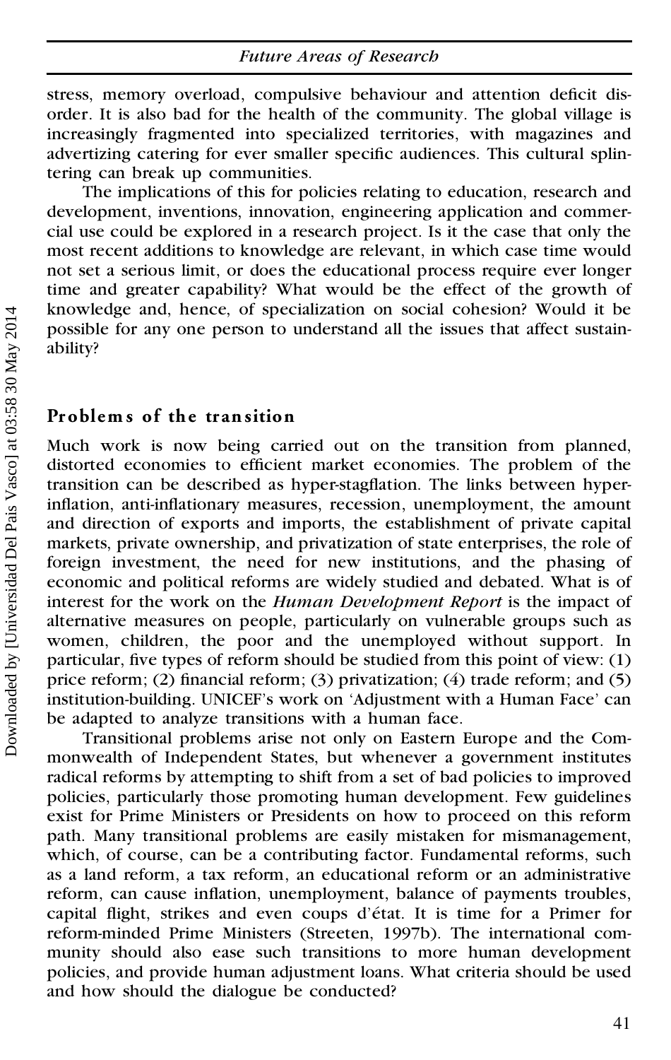stress, memory overload, compulsive behaviour and attention deficit disorder. It is also bad for the health of the community. The global village is increasingly fragmented into specialized territories, with magazines and advertizing catering for ever smaller specific audiences. This cultural splintering can break up communities.

The implications of this for policies relating to education, research and development, inventions, innovation, engineering application and commercial use could be explored in a research project. Is it the case that only the most recent additions to knowledge are relevant, in which case time would not set a serious limit, or does the educational process require ever longer time and greater capability? What would be the effect of the growth of knowledge and, hence, of specialization on social cohesion? Would it be possible for any one person to understand all the issues that affect sustainability?

## Problems of the transition

Much work is now being carried out on the transition from planned, distorted economies to efficient market economies. The problem of the transition can be described as hyper-stagflation. The links between hyperinflation, anti-inflationary measures, recession, unemployment, the amount and direction of exports and imports, the establishment of private capital markets, private ownership, and privatization of state enterprises, the role of foreign investment, the need for new institutions, and the phasing of economic and political reforms are widely studied and debated. What is of interest for the work on the *Human Development Report* is the impact of alternative measures on people, particularly on vulnerable groups such as women, children, the poor and the unemployed without support. In particular, five types of reform should be studied from this point of view: (1) price reform; (2) financial reform; (3) privatization; (4) trade reform; and (5) institution-building. UNICEF's work on 'Adjustment with a Human Face' can be adapted to analyze transitions with a human face.

Transitional problems arise not only on Eastern Europe and the Commonwealth of Independent States, but whenever a government institutes radical reforms by attempting to shift from a set of bad policies to improved policies, particularly those promoting human development. Few guidelines exist for Prime Ministers or Presidents on how to proceed on this reform path. Many transitional problems are easily mistaken for mismanagement, which, of course, can be a contributing factor. Fundamental reforms, such as a land reform, a tax reform, an educational reform or an administrative reform, can cause inflation, unemployment, balance of payments troubles, capital flight, strikes and even coups d'état. It is time for a Primer for reform-minded Prime Ministers (Streeten, 1997b). The international community should also ease such transitions to more human development policies, and provide human adjustment loans. What criteria should be used and how should the dialogue be conducted?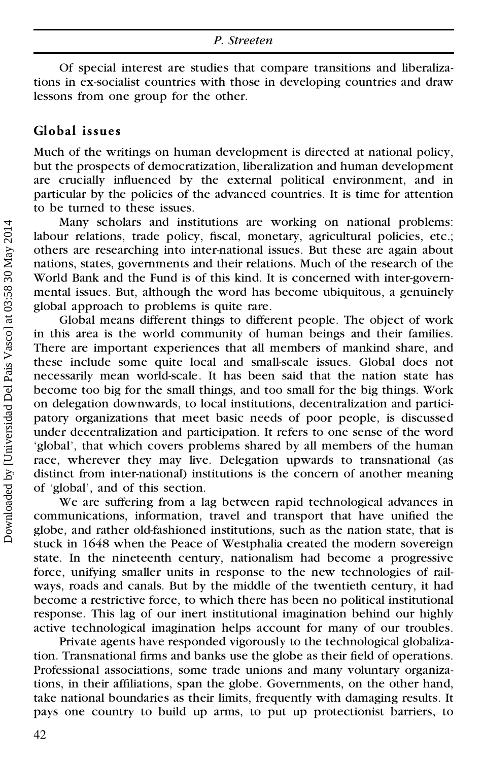Of special interest are studies that compare transitions and liberalizations in ex-socialist countries with those in developing countries and draw lessons from one group for the other.

## Global issues

Much of the writings on human development is directed at national policy, but the prospects of democratization, liberalization and human development are crucially influenced by the external political environment, and in particular by the policies of the advanced countries. It is time for attention to be turned to these issues.

Many scholars and institutions are working on national problems: labour relations, trade policy, fiscal, monetary, agricultural policies, etc.; others are researching into inter-national issues. But these are again about nations, states, governments and their relations. Much of the research of the World Bank and the Fund is of this kind. It is concerned with inter-governmental issues. But, although the word has become ubiquitous, a genuinely global approach to problems is quite rare.

Global means different things to different people. The object of work in this area is the world community of human beings and their families. There are important experiences that all members of mankind share, and these include some quite local and small-scale issues. Global does not necessarily mean world-scale. It has been said that the nation state has become too big for the small things, and too small for the big things. Work on delegation downwards, to local institutions, decentralization and participatory organizations that meet basic needs of poor people, is discussed under decentralization and participation. It refers to one sense of the word 'global', that which covers problems shared by all members of the human race, wherever they may live. Delegation upwards to transnational (as distinct from inter-national) institutions is the concern of another meaning of 'global', and of this section.

We are suffering from a lag between rapid technological advances in communications, information, travel and transport that have unified the globe, and rather old-fashioned institutions, such as the nation state, that is stuck in 1648 when the Peace of Westphalia created the modern sovereign state. In the nineteenth century, nationalism had become a progressive force, unifying smaller units in response to the new technologies of railways, roads and canals. But by the middle of the twentieth century, it had become a restrictive force, to which there has been no political institutional response. This lag of our inert institutional imagination behind our highly active technological imagination helps account for many of our troubles.

Private agents have responded vigorously to the technological globalization. Transnational firms and banks use the globe as their field of operations. Professional associations, some trade unions and many voluntary organizations, in their affiliations, span the globe. Governments, on the other hand, take national boundaries as their limits, frequently with damaging results. It pays one country to build up arms, to put up protectionist barriers, to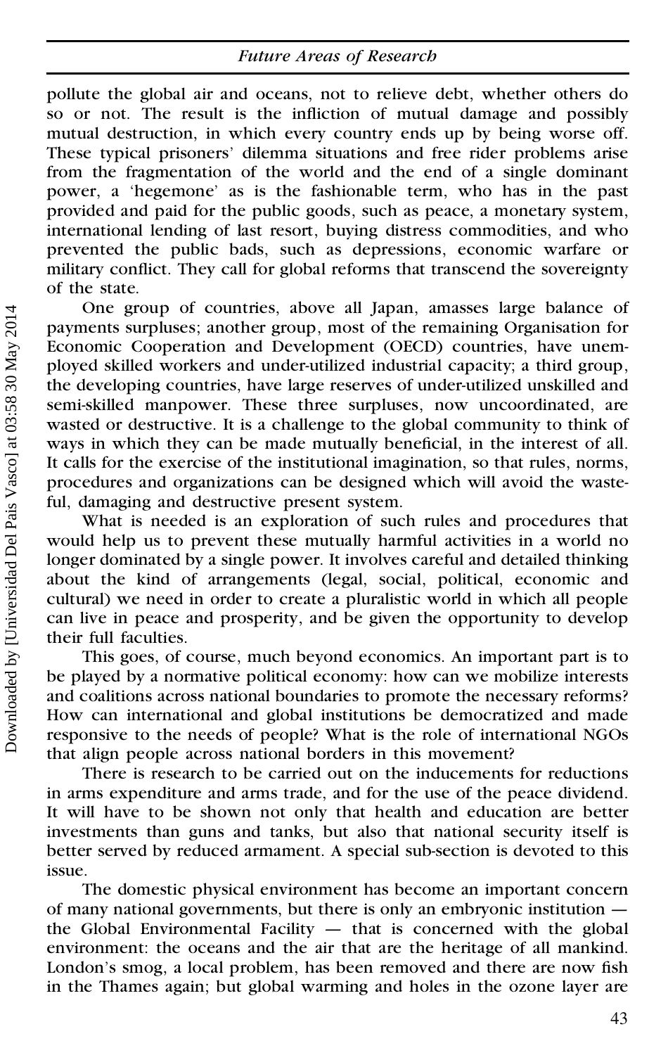pollute the global air and oceans, not to relieve debt, whether others do so or not. The result is the infliction of mutual damage and possibly mutual destruction, in which every country ends up by being worse off. These typical prisoners' dilemma situations and free rider problems arise from the fragmentation of the world and the end of a single dominant power, a 'hegemone' as is the fashionable term, who has in the past provided and paid for the public goods, such as peace, a monetary system, international lending of last resort, buying distress commodities, and who prevented the public bads, such as depressions, economic warfare or military conflict. They call for global reforms that transcend the sovereignty of the state.

One group of countries, above all Japan, amasses large balance of payments surpluses; another group, most of the remaining Organisation for Economic Cooperation and Development (OECD) countries, have unemployed skilled workers and under-utilized industrial capacity; a third group, the developing countries, have large reserves of under-utilized unskilled and semi-skilled manpower. These three surpluses, now uncoordinated, are wasted or destructive. It is a challenge to the global community to think of ways in which they can be made mutually beneficial, in the interest of all. It calls for the exercise of the institutional imagination, so that rules, norms, procedures and organizations can be designed which will avoid the wasteful, damaging and destructive present system.

What is needed is an exploration of such rules and procedures that would help us to prevent these mutually harmful activities in a world no longer dominated by a single power. It involves careful and detailed thinking about the kind of arrangements (legal, social, political, economic and cultural) we need in order to create a pluralistic world in which all people can live in peace and prosperity, and be given the opportunity to develop their full faculties.

This goes, of course, much beyond economics. An important part is to be played by a normative political economy: how can we mobilize interests and coalitions across national boundaries to promote the necessary reforms? How can international and global institutions be democratized and made responsive to the needs of people? What is the role of international NGOs that align people across national borders in this movement?

There is research to be carried out on the inducements for reductions in arms expenditure and arms trade, and for the use of the peace dividend. It will have to be shown not only that health and education are better investments than guns and tanks, but also that national security itself is better served by reduced armament. A special sub-section is devoted to this issue.

The domestic physical environment has become an important concern of many national governments, but there is only an embryonic institution — the Global Environmental Facility — that is concerned with the global environment: the oceans and the air that are the heritage of all mankind. London's smog, a local problem, has been removed and there are now fish in the Thames again; but global warming and holes in the ozone layer are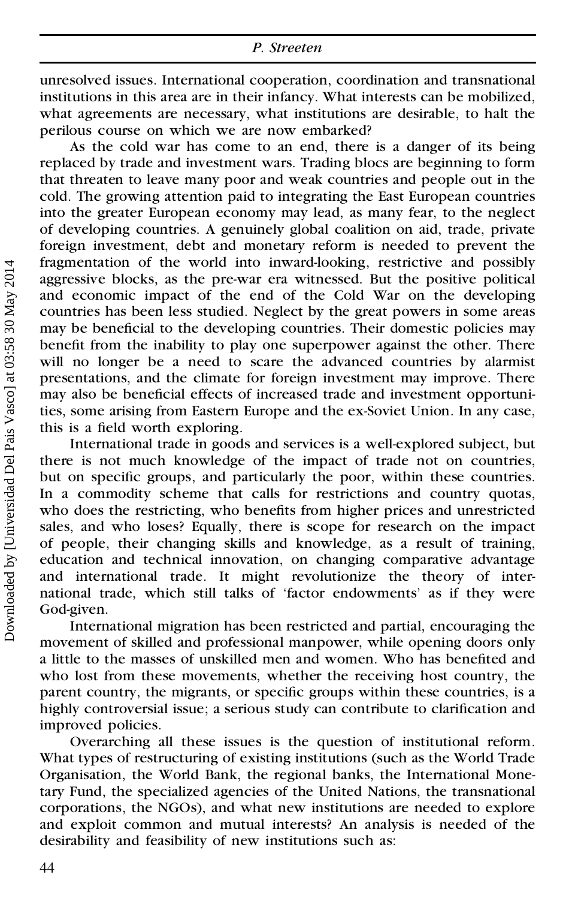unresolved issues. International cooperation, coordination and transnational institutions in this area are in their infancy. What interests can be mobilized, what agreements are necessary, what institutions are desirable, to halt the perilous course on which we are now embarked?

As the cold war has come to an end, there is a danger of its being replaced by trade and investment wars. Trading blocs are beginning to form that threaten to leave many poor and weak countries and people out in the cold. The growing attention paid to integrating the East European countries into the greater European economy may lead, as many fear, to the neglect of developing countries. A genuinely global coalition on aid, trade, private foreign investment, debt and monetary reform is needed to prevent the fragmentation of the world into inward-looking, restrictive and possibly aggressive blocks, as the pre-war era witnessed. But the positive political and economic impact of the end of the Cold War on the developing countries has been less studied. Neglect by the great powers in some areas may be beneficial to the developing countries. Their domestic policies may benefit from the inability to play one superpower against the other. There will no longer be a need to scare the advanced countries by alarmist presentations, and the climate for foreign investment may improve. There may also be beneficial effects of increased trade and investment opportunities, some arising from Eastern Europe and the ex-Soviet Union. In any case, this is a field worth exploring.

International trade in goods and services is a well-explored subject, but there is not much knowledge of the impact of trade not on countries, but on specific groups, and particularly the poor, within these countries. In a commodity scheme that calls for restrictions and country quotas, who does the restricting, who benefits from higher prices and unrestricted sales, and who loses? Equally, there is scope for research on the impact of people, their changing skills and knowledge, as a result of training, education and technical innovation, on changing comparative advantage and international trade. It might revolutionize the theory of international trade, which still talks of 'factor endowments' as if they were God-given.

International migration has been restricted and partial, encouraging the movement of skilled and professional manpower, while opening doors only a little to the masses of unskilled men and women. Who has benefited and who lost from these movements, whether the receiving host country, the parent country, the migrants, or specific groups within these countries, is a highly controversial issue; a serious study can contribute to clarification and improved policies.

Overarching all these issues is the question of institutional reform. What types of restructuring of existing institutions (such as the World Trade Organisation, the World Bank, the regional banks, the International Monetary Fund, the specialized agencies of the United Nations, the transnational corporations, the NGOs), and what new institutions are needed to explore and exploit common and mutual interests? An analysis is needed of the desirability and feasibility of new institutions such as: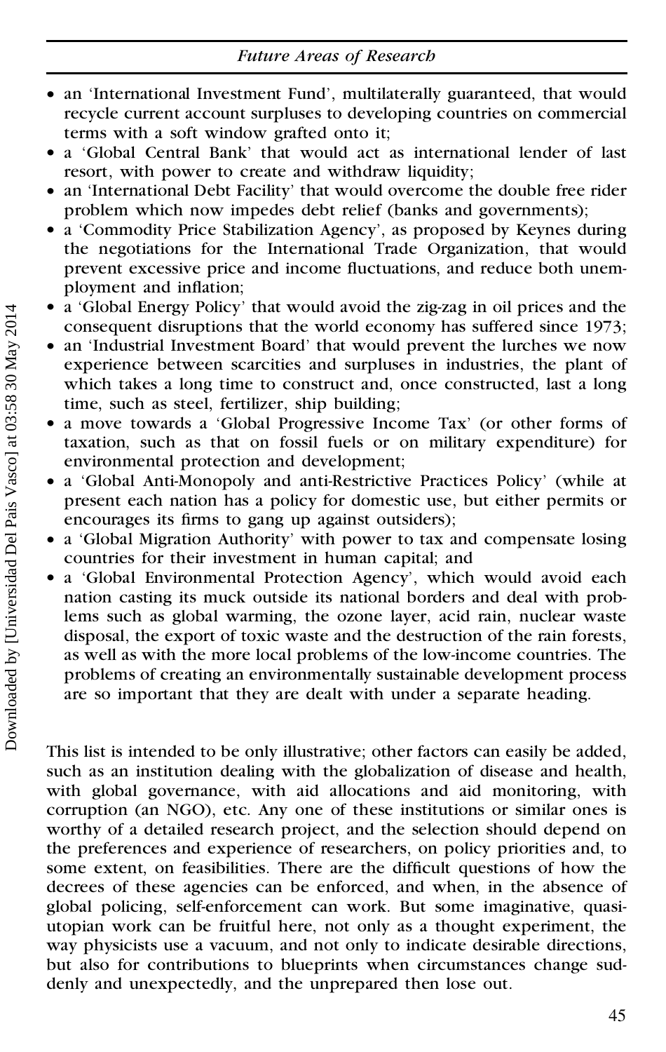- an 'International Investment Fund', multilaterally guaranteed, that would recycle current account surpluses to developing countries on commercial terms with a soft window grafted onto it;
- a 'Global Central Bank' that would act as international lender of last resort, with power to create and withdraw liquidity;
- an 'International Debt Facility' that would overcome the double free rider problem which now impedes debt relief (banks and governments);
- a 'Commodity Price Stabilization Agency', as proposed by Keynes during the negotiations for the International Trade Organization, that would prevent excessive price and income fluctuations, and reduce both unemployment and inflation;
- a 'Global Energy Policy' that would avoid the zig-zag in oil prices and the consequent disruptions that the world economy has suffered since 1973;
- an 'Industrial Investment Board' that would prevent the lurches we now experience between scarcities and surpluses in industries, the plant of which takes a long time to construct and, once constructed, last a long time, such as steel, fertilizer, ship building;
- a move towards a 'Global Progressive Income Tax' (or other forms of taxation, such as that on fossil fuels or on military expenditure) for environmental protection and development;
- a 'Global Anti-Monopoly and anti-Restrictive Practices Policy' (while at present each nation has a policy for domestic use, but either permits or encourages its firms to gang up against outsiders);
- a 'Global Migration Authority' with power to tax and compensate losing countries for their investment in human capital; and
- a 'Global Environmental Protection Agency', which would avoid each nation casting its muck outside its national borders and deal with problems such as global warming, the ozone layer, acid rain, nuclear waste disposal, the export of toxic waste and the destruction of the rain forests, as well as with the more local problems of the low-income countries. The problems of creating an environmentally sustainable development process are so important that they are dealt with under a separate heading.

This list is intended to be only illustrative; other factors can easily be added, such as an institution dealing with the globalization of disease and health, with global governance, with aid allocations and aid monitoring, with corruption (an NGO), etc. Any one of these institutions or similar ones is worthy of a detailed research project, and the selection should depend on the preferences and experience of researchers, on policy priorities and, to some extent, on feasibilities. There are the difficult questions of how the decrees of these agencies can be enforced, and when, in the absence of global policing, self-enforcement can work. But some imaginative, quasi-utopian work can be fruitful here, not only as a thought experiment, the way physicists use a vacuum, and not only to indicate desirable directions, but also for contributions to blueprints when circumstances change suddenly and unexpectedly, and the unprepared then lose out.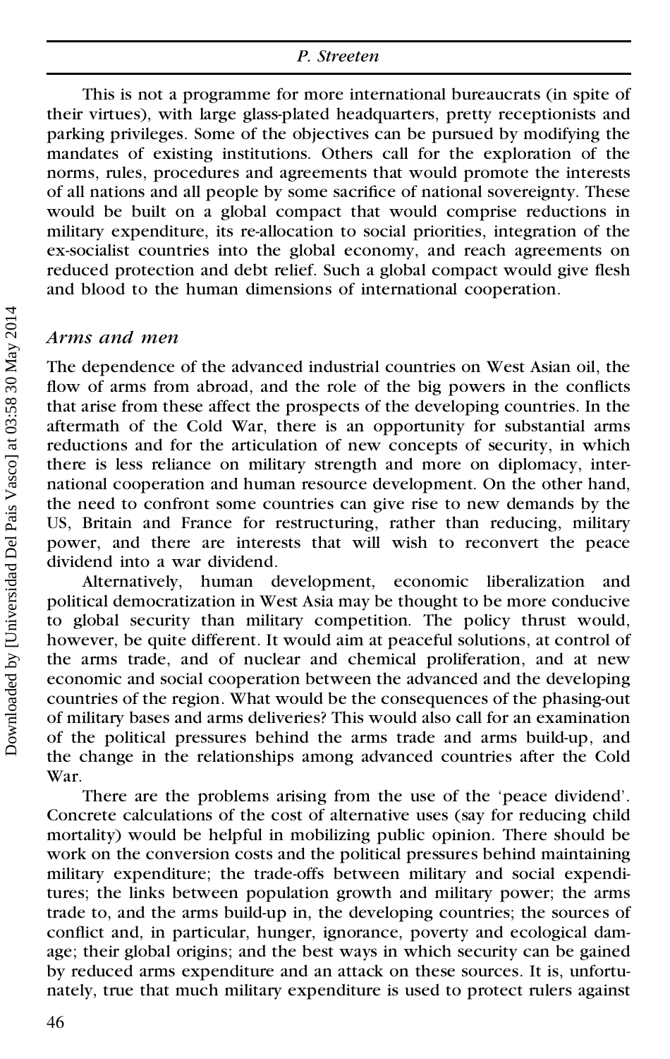This is not a programme for more international bureaucrats (in spite of their virtues), with large glass-plated headquarters, pretty receptionists and parking privileges. Some of the objectives can be pursued by modifying the mandates of existing institutions. Others call for the exploration of the norms, rules, procedures and agreements that would promote the interests of all nations and all people by some sacrifice of national sovereignty. These would be built on a global compact that would comprise reductions in military expenditure, its re-allocation to social priorities, integration of the ex-socialist countries into the global economy, and reach agreements on reduced protection and debt relief. Such a global compact would give flesh and blood to the human dimensions of international cooperation.

### *Arms and men*

The dependence of the advanced industrial countries on West Asian oil, the flow of arms from abroad, and the role of the big powers in the conflicts that arise from these affect the prospects of the developing countries. In the aftermath of the Cold War, there is an opportunity for substantial arms reductions and for the articulation of new concepts of security, in which there is less reliance on military strength and more on diplomacy, international cooperation and human resource development. On the other hand, the need to confront some countries can give rise to new demands by the US, Britain and France for restructuring, rather than reducing, military power, and there are interests that will wish to reconvert the peace dividend into a war dividend.

Alternatively, human development, economic liberalization and political democratization in West Asia may be thought to be more conducive to global security than military competition. The policy thrust would, however, be quite different. It would aim at peaceful solutions, at control of the arms trade, and of nuclear and chemical proliferation, and at new economic and social cooperation between the advanced and the developing countries of the region. What would be the consequences of the phasing-out of military bases and arms deliveries? This would also call for an examination of the political pressures behind the arms trade and arms build-up, and the change in the relationships among advanced countries after the Cold War.

There are the problems arising from the use of the 'peace dividend'. Concrete calculations of the cost of alternative uses (say for reducing child mortality) would be helpful in mobilizing public opinion. There should be work on the conversion costs and the political pressures behind maintaining military expenditure; the trade-offs between military and social expenditures; the links between population growth and military power; the arms trade to, and the arms build-up in, the developing countries; the sources of conflict and, in particular, hunger, ignorance, poverty and ecological damage; their global origins; and the best ways in which security can be gained by reduced arms expenditure and an attack on these sources. It is, unfortunately, true that much military expenditure is used to protect rulers against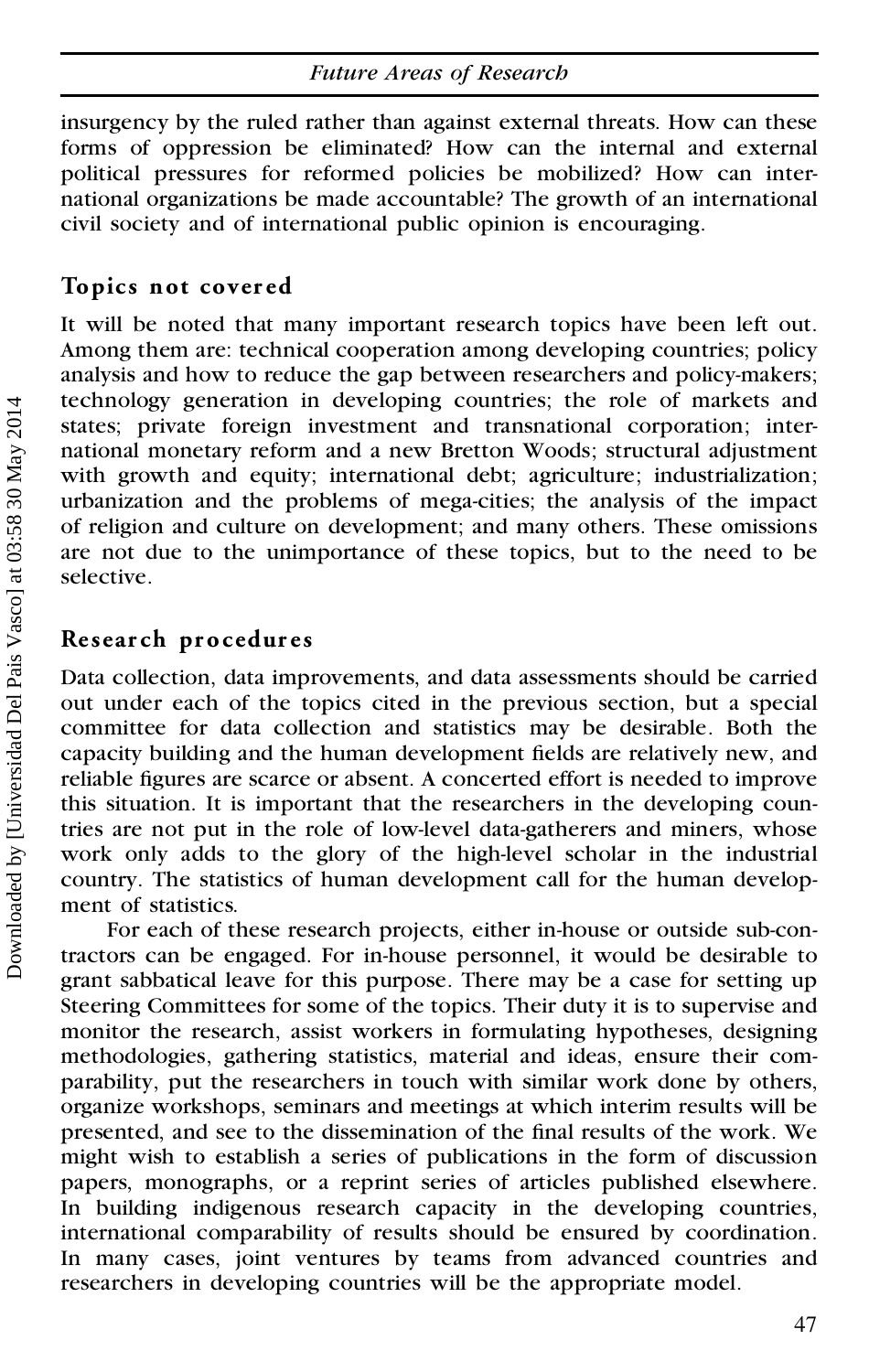insurgency by the ruled rather than against external threats. How can these forms of oppression be eliminated? How can the internal and external political pressures for reformed policies be mobilized? How can international organizations be made accountable? The growth of an international civil society and of international public opinion is encouraging.

## Topics not covered

It will be noted that many important research topics have been left out. Among them are: technical cooperation among developing countries; policy analysis and how to reduce the gap between researchers and policy-makers; technology generation in developing countries; the role of markets and states; private foreign investment and transnational corporation; international monetary reform and a new Bretton Woods; structural adjustment with growth and equity; international debt; agriculture; industrialization; urbanization and the problems of mega-cities; the analysis of the impact of religion and culture on development; and many others. These omissions are not due to the unimportance of these topics, but to the need to be selective.

## Research procedures

Data collection, data improvements, and data assessments should be carried out under each of the topics cited in the previous section, but a special committee for data collection and statistics may be desirable. Both the capacity building and the human development fields are relatively new, and reliable figures are scarce or absent. A concerted effort is needed to improve this situation. It is important that the researchers in the developing countries are not put in the role of low-level data-gatherers and miners, whose work only adds to the glory of the high-level scholar in the industrial country. The statistics of human development call for the human development of statistics.

For each of these research projects, either in-house or outside sub-contractors can be engaged. For in-house personnel, it would be desirable to grant sabbatical leave for this purpose. There may be a case for setting up Steering Committees for some of the topics. Their duty it is to supervise and monitor the research, assist workers in formulating hypotheses, designing methodologies, gathering statistics, material and ideas, ensure their comparability, put the researchers in touch with similar work done by others, organize workshops, seminars and meetings at which interim results will be presented, and see to the dissemination of the final results of the work. We might wish to establish a series of publications in the form of discussion papers, monographs, or a reprint series of articles published elsewhere. In building indigenous research capacity in the developing countries, international comparability of results should be ensured by coordination. In many cases, joint ventures by teams from advanced countries and researchers in developing countries will be the appropriate model.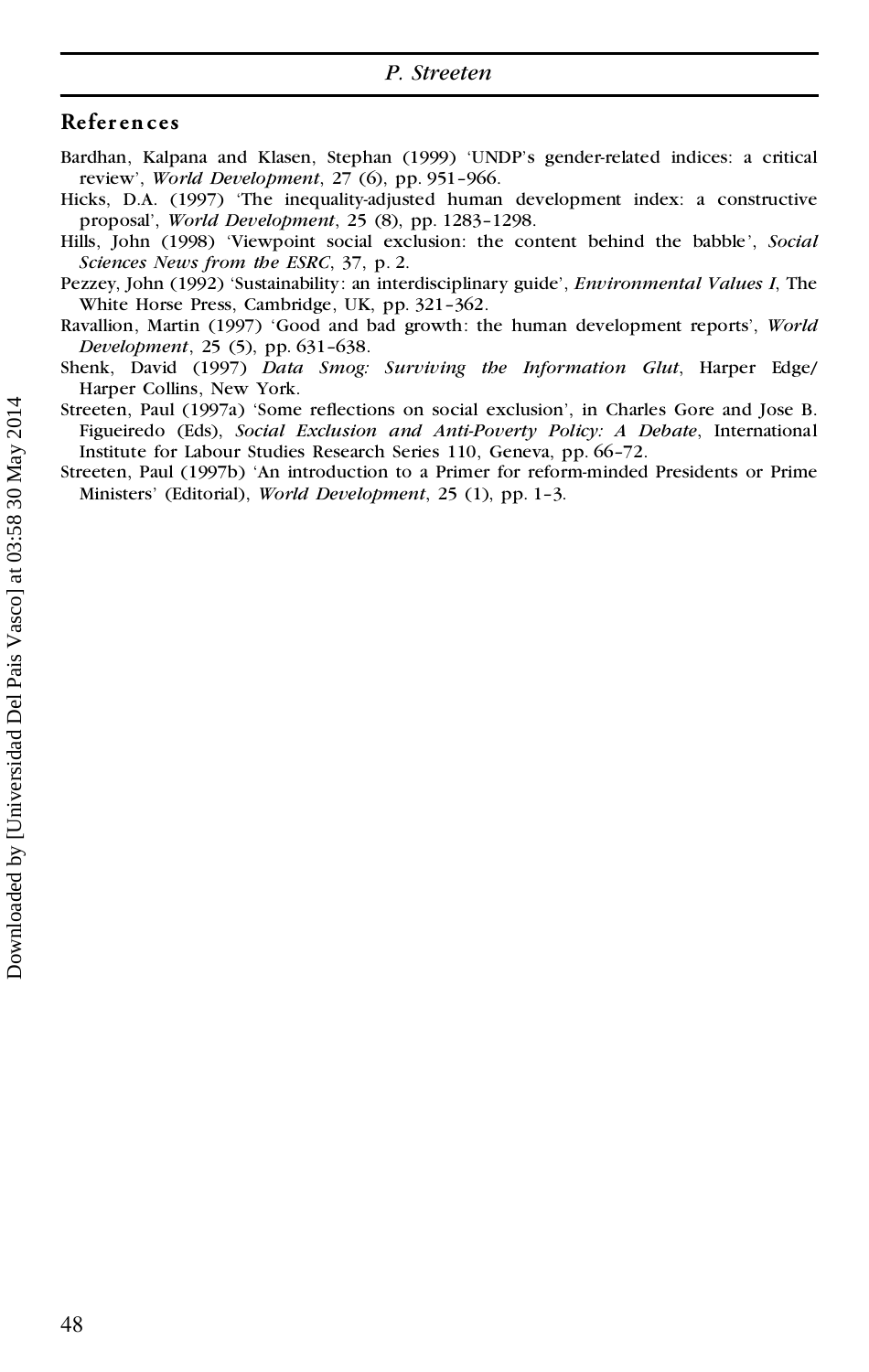## References

Bardhan, Kalpana and Klasen, Stephan (1999) 'UNDP's gender-related indices: a critical review', *World Development*, 27 (6), pp. 951–966.

Hicks, D.A. (1997) 'The inequality-adjusted human development index: a constructive proposal', *World Development*, 25 (8), pp. 1283–1298.

Hills, John (1998) 'Viewpoint social exclusion: the content behind the babble', *Social Sciences News from the ESRC*, 37, p. 2.

Pezzey, John (1992) 'Sustainability: an interdisciplinary guide', *Environmental Values I*, The White Horse Press, Cambridge, UK, pp. 321–362.

Ravallion, Martin (1997) 'Good and bad growth: the human development reports', *World Development*, 25 (5), pp. 631–638.

Shenk, David (1997) *Data Smog: Surviving the Information Glut*, Harper Edge/ Harper Collins, New York.

Streeten, Paul (1997a) 'Some reflections on social exclusion', in Charles Gore and Jose B. Figueiredo (Eds), *Social Exclusion and Anti-Poverty Policy: A Debate*, International Institute for Labour Studies Research Series 110, Geneva, pp. 66–72.

Streeten, Paul (1997b) 'An introduction to a Primer for reform-minded Presidents or Prime Ministers' (Editorial), *World Development*, 25 (1), pp. 1–3.